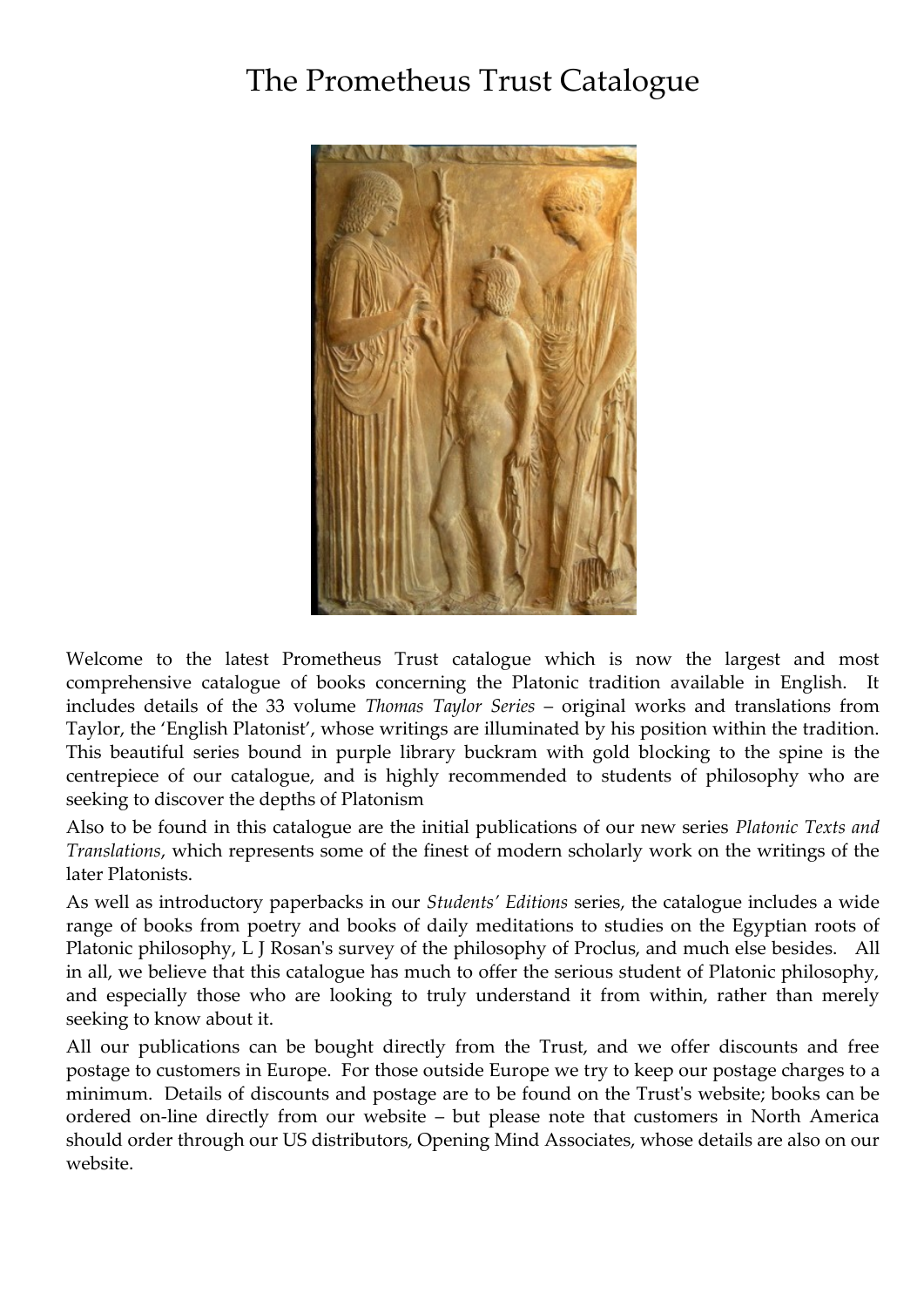# The Prometheus Trust Catalogue

Welcome to the latest Prometheus Trust catalogue which is now the largest and most comprehensive catalogue of books concerning the Platonic tradition available in English. It includes details of the 33 volume *Thomas Taylor Series* – original works and translations from Taylor, the 'English Platonist', whose writings are illuminated by his position within the tradition. This beautiful series bound in purple library buckram with gold blocking to the spine is the centrepiece of our catalogue, and is highly recommended to students of philosophy who are seeking to discover the depths of Platonism

Also to be found in this catalogue are the initial publications of our new series *Platonic Texts and Translations*, which represents some of the finest of modern scholarly work on the writings of the later Platonists.

As well as introductory paperbacks in our *Students' Editions* series, the catalogue includes a wide range of books from poetry and books of daily meditations to studies on the Egyptian roots of Platonic philosophy, L J Rosan's survey of the philosophy of Proclus, and much else besides. All in all, we believe that this catalogue has much to offer the serious student of Platonic philosophy, and especially those who are looking to truly understand it from within, rather than merely seeking to know about it.

All our publications can be bought directly from the Trust, and we offer discounts and free postage to customers in Europe. For those outside Europe we try to keep our postage charges to a minimum. Details of discounts and postage are to be found on the Trust's website; books can be ordered on-line directly from our website – but please note that customers in North America should order through our US distributors, Opening Mind Associates, whose details are also on our website.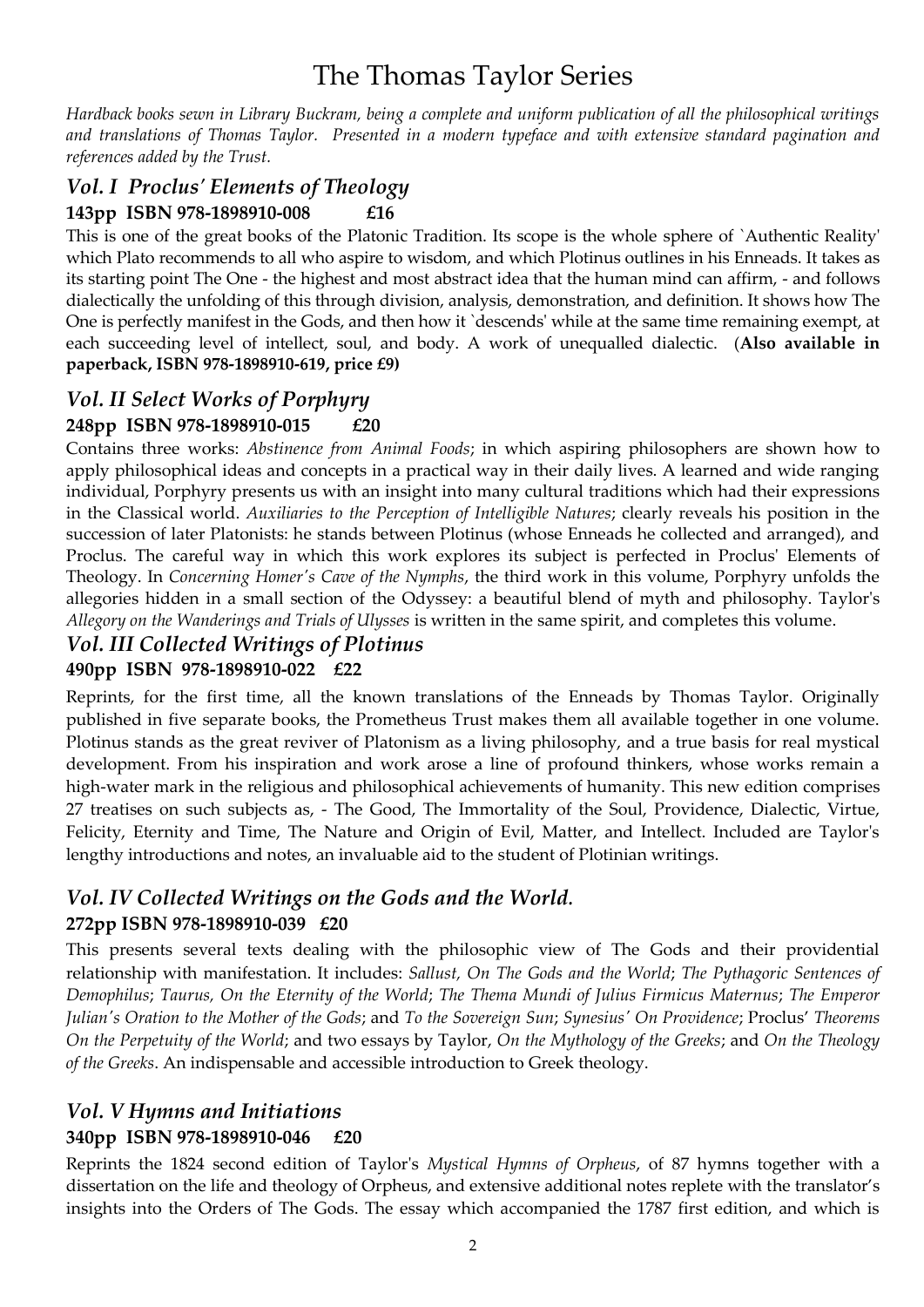# The Thomas Taylor Series

*Hardback books sewn in Library Buckram, being a complete and uniform publication of all the philosophical writings and translations of Thomas Taylor. Presented in a modern typeface and with extensive standard pagination and references added by the Trust.*

## *Vol. I Proclus' Elements of Theology*

**143pp ISBN 978-1898910-008 £16**

This is one of the great books of the Platonic Tradition. Its scope is the whole sphere of `Authentic Reality' which Plato recommends to all who aspire to wisdom, and which Plotinus outlines in his Enneads. It takes as its starting point The One - the highest and most abstract idea that the human mind can affirm, - and follows dialectically the unfolding of this through division, analysis, demonstration, and definition. It shows how The One is perfectly manifest in the Gods, and then how it `descends' while at the same time remaining exempt, at each succeeding level of intellect, soul, and body. A work of unequalled dialectic. (**Also available in paperback, ISBN 978-1898910-619, price £9)**

## *Vol. II Select Works of Porphyry*

**248pp ISBN 978-1898910-015 £20**

Contains three works: *Abstinence from Animal Foods*; in which aspiring philosophers are shown how to apply philosophical ideas and concepts in a practical way in their daily lives. A learned and wide ranging individual, Porphyry presents us with an insight into many cultural traditions which had their expressions in the Classical world. *Auxiliaries to the Perception of Intelligible Natures*; clearly reveals his position in the succession of later Platonists: he stands between Plotinus (whose Enneads he collected and arranged), and Proclus. The careful way in which this work explores its subject is perfected in Proclus' Elements of Theology. In *Concerning Homer's Cave of the Nymphs*, the third work in this volume, Porphyry unfolds the allegories hidden in a small section of the Odyssey: a beautiful blend of myth and philosophy. Taylor's *Allegory on the Wanderings and Trials of Ulysses* is written in the same spirit, and completes this volume.

## *Vol. III Collected Writings of Plotinus*

**490pp ISBN 978-1898910-022 £22**

Reprints, for the first time, all the known translations of the Enneads by Thomas Taylor. Originally published in five separate books, the Prometheus Trust makes them all available together in one volume. Plotinus stands as the great reviver of Platonism as a living philosophy, and a true basis for real mystical development. From his inspiration and work arose a line of profound thinkers, whose works remain a high-water mark in the religious and philosophical achievements of humanity. This new edition comprises 27 treatises on such subjects as, - The Good, The Immortality of the Soul, Providence, Dialectic, Virtue, Felicity, Eternity and Time, The Nature and Origin of Evil, Matter, and Intellect. Included are Taylor's lengthy introductions and notes, an invaluable aid to the student of Plotinian writings.

## *Vol. IV Collected Writings on the Gods and the World.*

**272pp ISBN 978-1898910-039 £20**

This presents several texts dealing with the philosophic view of The Gods and their providential relationship with manifestation. It includes: *Sallust, On The Gods and the World*; *The Pythagoric Sentences of Demophilus*; *Taurus, On the Eternity of the World*; *The Thema Mundi of Julius Firmicus Maternus*; *The Emperor Julian's Oration to the Mother of the Gods*; and *To the Sovereign Sun*; *Synesius' On Providence*; Proclus' *Theorems On the Perpetuity of the World*; and two essays by Taylor, *On the Mythology of the Greeks*; and *On the Theology of the Greeks*. An indispensable and accessible introduction to Greek theology.

## *Vol. V Hymns and Initiations*

**340pp ISBN 978-1898910-046 £20**

Reprints the 1824 second edition of Taylor's *Mystical Hymns of Orpheus*, of 87 hymns together with a dissertation on the life and theology of Orpheus, and extensive additional notes replete with the translator's insights into the Orders of The Gods. The essay which accompanied the 1787 first edition, and which is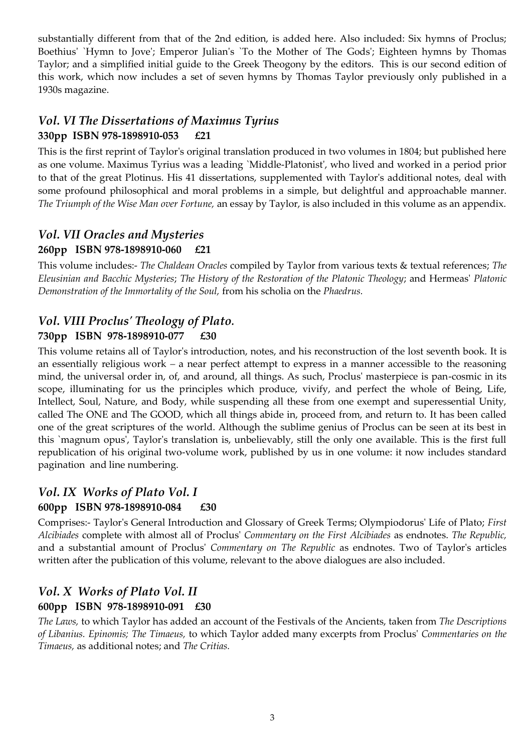substantially different from that of the 2nd edition, is added here. Also included: Six hymns of Proclus; Boethius' `Hymn to Jove'; Emperor Julian's `To the Mother of The Gods'; Eighteen hymns by Thomas Taylor; and a simplified initial guide to the Greek Theogony by the editors. This is our second edition of this work, which now includes a set of seven hymns by Thomas Taylor previously only published in a 1930s magazine.

## *Vol. VI The Dissertations of Maximus Tyrius*

**330pp ISBN 978-1898910-053 £21**

This is the first reprint of Taylor's original translation produced in two volumes in 1804; but published here as one volume. Maximus Tyrius was a leading `Middle-Platonist', who lived and worked in a period prior to that of the great Plotinus. His 41 dissertations, supplemented with Taylor's additional notes, deal with some profound philosophical and moral problems in a simple, but delightful and approachable manner. *The Triumph of the Wise Man over Fortune,* an essay by Taylor, is also included in this volume as an appendix.

## *Vol. VII Oracles and Mysteries*

**260pp ISBN 978-1898910-060 £21**

This volume includes:- *The Chaldean Oracles* compiled by Taylor from various texts & textual references; *The Eleusinian and Bacchic Mysteries*; *The History of the Restoration of the Platonic Theology*; and Hermeas' *Platonic Demonstration of the Immortality of the Soul,* from his scholia on the *Phaedrus.*

## *Vol. VIII Proclus' Theology of Plato.*

**730pp ISBN 978-1898910-077 £30**

This volume retains all of Taylor's introduction, notes, and his reconstruction of the lost seventh book. It is an essentially religious work – a near perfect attempt to express in a manner accessible to the reasoning mind, the universal order in, of, and around, all things. As such, Proclus' masterpiece is pan-cosmic in its scope, illuminating for us the principles which produce, vivify, and perfect the whole of Being, Life, Intellect, Soul, Nature, and Body, while suspending all these from one exempt and superessential Unity, called The ONE and The GOOD, which all things abide in, proceed from, and return to. It has been called one of the great scriptures of the world. Although the sublime genius of Proclus can be seen at its best in this `magnum opus', Taylor's translation is, unbelievably, still the only one available. This is the first full republication of his original two-volume work, published by us in one volume: it now includes standard pagination and line numbering.

## *Vol. IX Works of Plato Vol. I*

**600pp ISBN 978-1898910-084 £30**

Comprises:- Taylor's General Introduction and Glossary of Greek Terms; Olympiodorus' Life of Plato; *First Alcibiades* complete with almost all of Proclus' *Commentary on the First Alcibiades* as endnotes. *The Republic,* and a substantial amount of Proclus' *Commentary on The Republic* as endnotes. Two of Taylor's articles written after the publication of this volume, relevant to the above dialogues are also included.

## *Vol. X Works of Plato Vol. II*

**600pp ISBN 978-1898910-091 £30**

*The Laws,* to which Taylor has added an account of the Festivals of the Ancients, taken from *The Descriptions of Libanius. Epinomis; The Timaeus,* to which Taylor added many excerpts from Proclus' *Commentaries on the Timaeus,* as additional notes; and *The Critias.*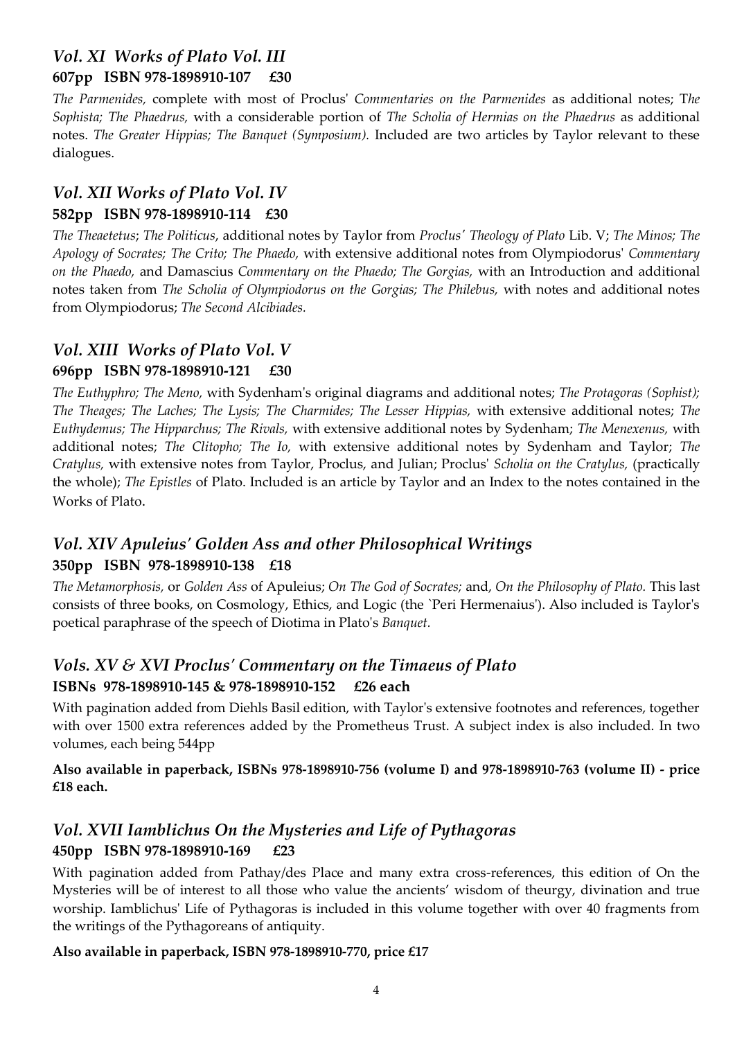## *Vol. XI Works of Plato Vol. III*

**607pp ISBN 978-1898910-107 £30**

*The Parmenides,* complete with most of Proclus' *Commentaries on the Parmenides* as additional notes; T*he Sophista; The Phaedrus,* with a considerable portion of *The Scholia of Hermias on the Phaedrus* as additional notes. *The Greater Hippias; The Banquet (Symposium).* Included are two articles by Taylor relevant to these dialogues.

## *Vol. XII Works of Plato Vol. IV*

**582pp ISBN 978-1898910-114 £30**

*The Theaetetus*; *The Politicus*, additional notes by Taylor from *Proclus' Theology of Plato* Lib. V; *The Minos; The Apology of Socrates; The Crito; The Phaedo,* with extensive additional notes from Olympiodorus' *Commentary on the Phaedo,* and Damascius *Commentary on the Phaedo; The Gorgias,* with an Introduction and additional notes taken from *The Scholia of Olympiodorus on the Gorgias; The Philebus,* with notes and additional notes from Olympiodorus; *The Second Alcibiades.*

## *Vol. XIII Works of Plato Vol. V*

**696pp ISBN 978-1898910-121 £30**

*The Euthyphro; The Meno,* with Sydenham's original diagrams and additional notes; *The Protagoras (Sophist); The Theages; The Laches; The Lysis; The Charmides; The Lesser Hippias,* with extensive additional notes; *The Euthydemus; The Hipparchus; The Rivals,* with extensive additional notes by Sydenham; *The Menexenus,* with additional notes; *The Clitopho; The Io,* with extensive additional notes by Sydenham and Taylor; *The Cratylus,* with extensive notes from Taylor, Proclus, and Julian; Proclus' *Scholia on the Cratylus,* (practically the whole); *The Epistles* of Plato. Included is an article by Taylor and an Index to the notes contained in the Works of Plato.

## *Vol. XIV Apuleius' Golden Ass and other Philosophical Writings*

**350pp ISBN 978-1898910-138 £18**

*The Metamorphosis,* or *Golden Ass* of Apuleius; *On The God of Socrates;* and, *On the Philosophy of Plato.* This last consists of three books, on Cosmology, Ethics, and Logic (the `Peri Hermenaius'). Also included is Taylor's poetical paraphrase of the speech of Diotima in Plato's *Banquet.*

## *Vols. XV & XVI Proclus' Commentary on the Timaeus of Plato*

**ISBNs 978-1898910-145 & 978-1898910-152 £26 each**

With pagination added from Diehls Basil edition, with Taylor's extensive footnotes and references, together with over 1500 extra references added by the Prometheus Trust. A subject index is also included. In two volumes, each being 544pp

**Also available in paperback, ISBNs 978-1898910-756 (volume I) and 978-1898910-763 (volume II) - price £18 each.**

## *Vol. XVII Iamblichus On the Mysteries and Life of Pythagoras*

**450pp ISBN 978-1898910-169 £23**

With pagination added from Pathay/des Place and many extra cross-references, this edition of On the Mysteries will be of interest to all those who value the ancients' wisdom of theurgy, divination and true worship. Iamblichus' Life of Pythagoras is included in this volume together with over 40 fragments from the writings of the Pythagoreans of antiquity.

**Also available in paperback, ISBN 978-1898910-770, price £17**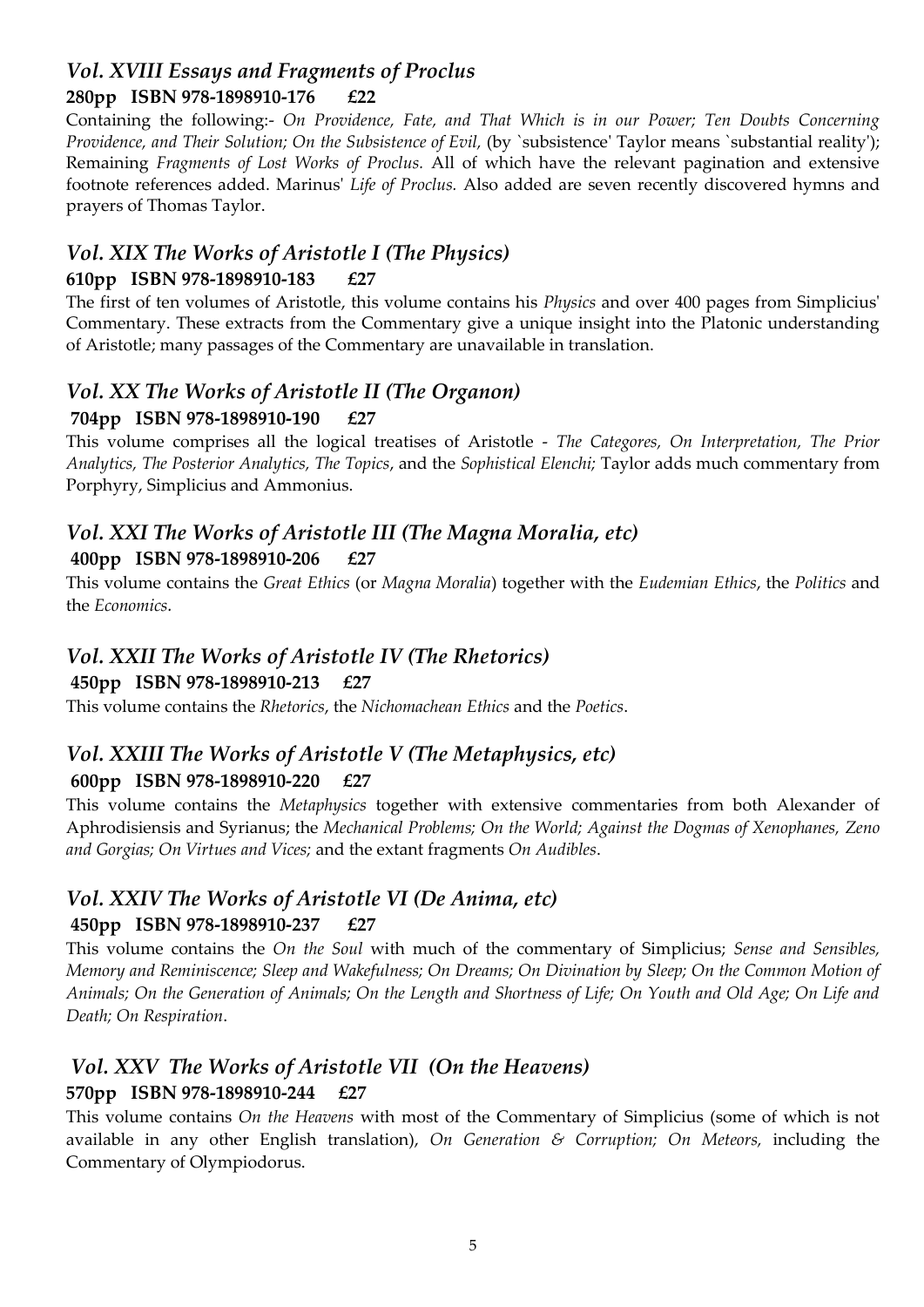### *Vol. XVIII Essays and Fragments of Proclus*

**280pp ISBN 978-1898910-176 £22**

Containing the following:- *On Providence, Fate, and That Which is in our Power; Ten Doubts Concerning Providence, and Their Solution; On the Subsistence of Evil,* (by `subsistence' Taylor means `substantial reality'); Remaining *Fragments of Lost Works of Proclus.* All of which have the relevant pagination and extensive footnote references added. Marinus' *Life of Proclus.* Also added are seven recently discovered hymns and prayers of Thomas Taylor.

### *Vol. XIX The Works of Aristotle I (The Physics)*

**610pp ISBN 978-1898910-183 £27**

The first of ten volumes of Aristotle, this volume contains his *Physics* and over 400 pages from Simplicius' Commentary. These extracts from the Commentary give a unique insight into the Platonic understanding of Aristotle; many passages of the Commentary are unavailable in translation.

### *Vol. XX The Works of Aristotle II (The Organon)*

**704pp ISBN 978-1898910-190 £27**

This volume comprises all the logical treatises of Aristotle - *The Categores, On Interpretation, The Prior Analytics, The Posterior Analytics, The Topics*, and the *Sophistical Elenchi;* Taylor adds much commentary from Porphyry, Simplicius and Ammonius.

### *Vol. XXI The Works of Aristotle III (The Magna Moralia, etc)*

**400pp ISBN 978-1898910-206 £27**

This volume contains the *Great Ethics* (or *Magna Moralia*) together with the *Eudemian Ethics*, the *Politics* and the *Economics*.

### *Vol. XXII The Works of Aristotle IV (The Rhetorics)*

**450pp ISBN 978-1898910-213 £27**

This volume contains the *Rhetorics*, the *Nichomachean Ethics* and the *Poetics*.

### *Vol. XXIII The Works of Aristotle V (The Metaphysics, etc)*

**600pp ISBN 978-1898910-220 £27**

This volume contains the *Metaphysics* together with extensive commentaries from both Alexander of Aphrodisiensis and Syrianus; the *Mechanical Problems; On the World; Against the Dogmas of Xenophanes, Zeno and Gorgias; On Virtues and Vices;* and the extant fragments *On Audibles*.

### *Vol. XXIV The Works of Aristotle VI (De Anima, etc)*

**450pp ISBN 978-1898910-237 £27**

This volume contains the *On the Soul* with much of the commentary of Simplicius; *Sense and Sensibles, Memory and Reminiscence; Sleep and Wakefulness; On Dreams; On Divination by Sleep; On the Common Motion of Animals; On the Generation of Animals; On the Length and Shortness of Life; On Youth and Old Age; On Life and Death; On Respiration*.

### *Vol. XXV The Works of Aristotle VII (On the Heavens)*

**570pp ISBN 978-1898910-244 £27**

This volume contains *On the Heavens* with most of the Commentary of Simplicius (some of which is not available in any other English translation), *On Generation & Corruption; On Meteors,* including the Commentary of Olympiodorus.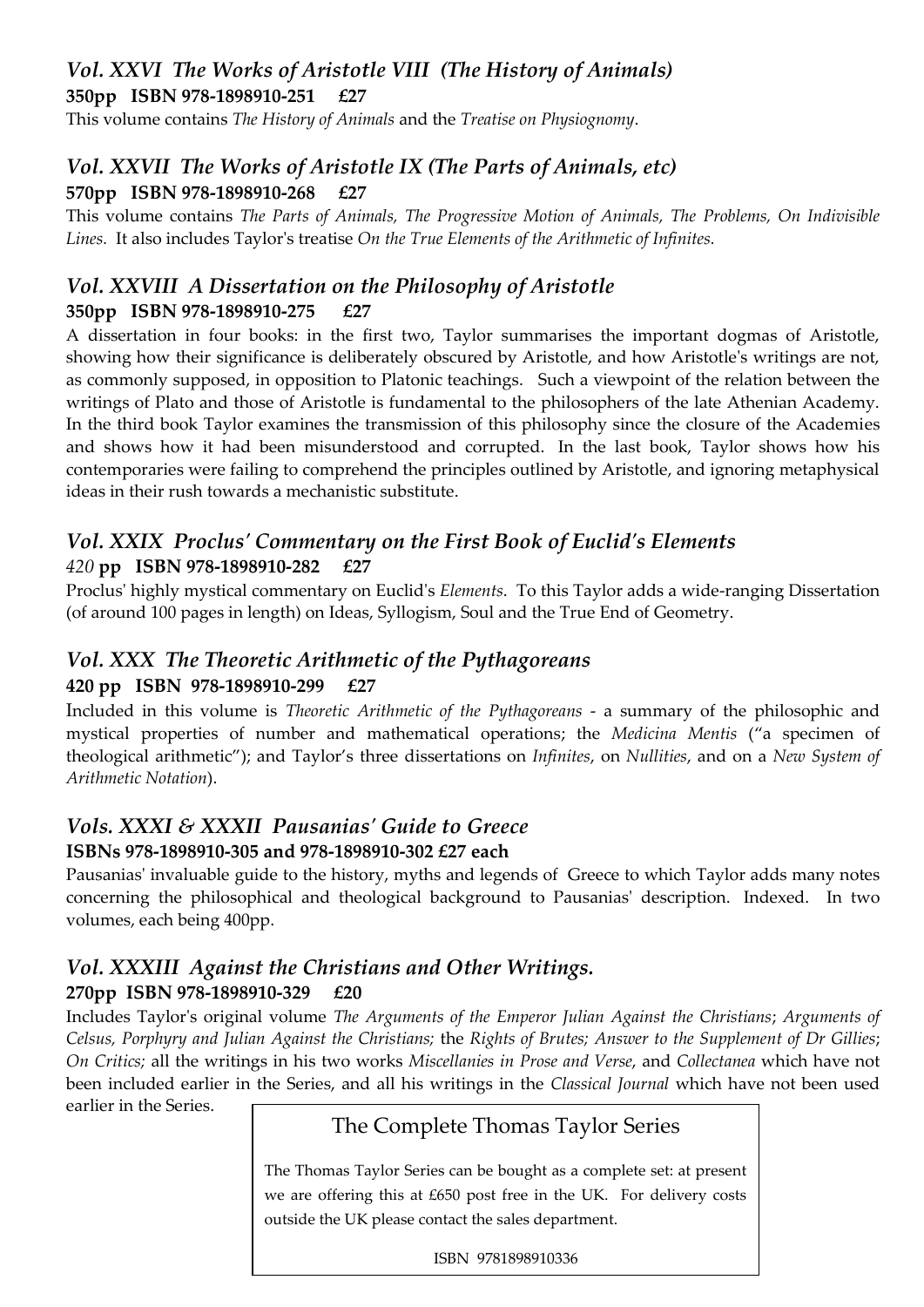### *Vol. XXVI The Works of Aristotle VIII (The History of Animals)*

**350pp ISBN 978-1898910-251 £27**

This volume contains *The History of Animals* and the *Treatise on Physiognomy*.

### *Vol. XXVII The Works of Aristotle IX (The Parts of Animals, etc)*

**570pp ISBN 978-1898910-268 £27**

This volume contains *The Parts of Animals, The Progressive Motion of Animals, The Problems, On Indivisible Lines.* It also includes Taylor's treatise *On the True Elements of the Arithmetic of Infinites.*

### *Vol. XXVIII A Dissertation on the Philosophy of Aristotle*

**350pp ISBN 978-1898910-275 £27**

A dissertation in four books: in the first two, Taylor summarises the important dogmas of Aristotle, showing how their significance is deliberately obscured by Aristotle, and how Aristotle's writings are not, as commonly supposed, in opposition to Platonic teachings. Such a viewpoint of the relation between the writings of Plato and those of Aristotle is fundamental to the philosophers of the late Athenian Academy. In the third book Taylor examines the transmission of this philosophy since the closure of the Academies and shows how it had been misunderstood and corrupted. In the last book, Taylor shows how his contemporaries were failing to comprehend the principles outlined by Aristotle, and ignoring metaphysical ideas in their rush towards a mechanistic substitute.

### *Vol. XXIX Proclus' Commentary on the First Book of Euclid's Elements*

*420* **pp ISBN 978-1898910-282 £27**

Proclus' highly mystical commentary on Euclid's *Elements*. To this Taylor adds a wide-ranging Dissertation (of around 100 pages in length) on Ideas, Syllogism, Soul and the True End of Geometry.

### *Vol. XXX The Theoretic Arithmetic of the Pythagoreans*

**420 pp ISBN 978-1898910-299 £27**

Included in this volume is *Theoretic Arithmetic of the Pythagoreans* - a summary of the philosophic and mystical properties of number and mathematical operations; the *Medicina Mentis* ("a specimen of theological arithmetic"); and Taylor's three dissertations on *Infinites*, on *Nullities*, and on a *New System of Arithmetic Notation*).

### *Vols. XXXI & XXXII Pausanias' Guide to Greece*

**ISBNs 978-1898910-305 and 978-1898910-302 £27 each**

Pausanias' invaluable guide to the history, myths and legends of Greece to which Taylor adds many notes concerning the philosophical and theological background to Pausanias' description. Indexed. In two volumes, each being 400pp.

### *Vol. XXXIII Against the Christians and Other Writings.*

**270pp ISBN 978-1898910-329 £20**

Includes Taylor's original volume *The Arguments of the Emperor Julian Against the Christians*; *Arguments of Celsus, Porphyry and Julian Against the Christians;* the *Rights of Brutes; Answer to the Supplement of Dr Gillies*; *On Critics;* all the writings in his two works *Miscellanies in Prose and Verse*, and *Collectanea* which have not been included earlier in the Series, and all his writings in the *Classical Journal* which have not been used earlier in the Series.

## The Complete Thomas Taylor Series

The Thomas Taylor Series can be bought as a complete set: at present we are offering this at £650 post free in the UK. For delivery costs outside the UK please contact the sales department.

ISBN 9781898910336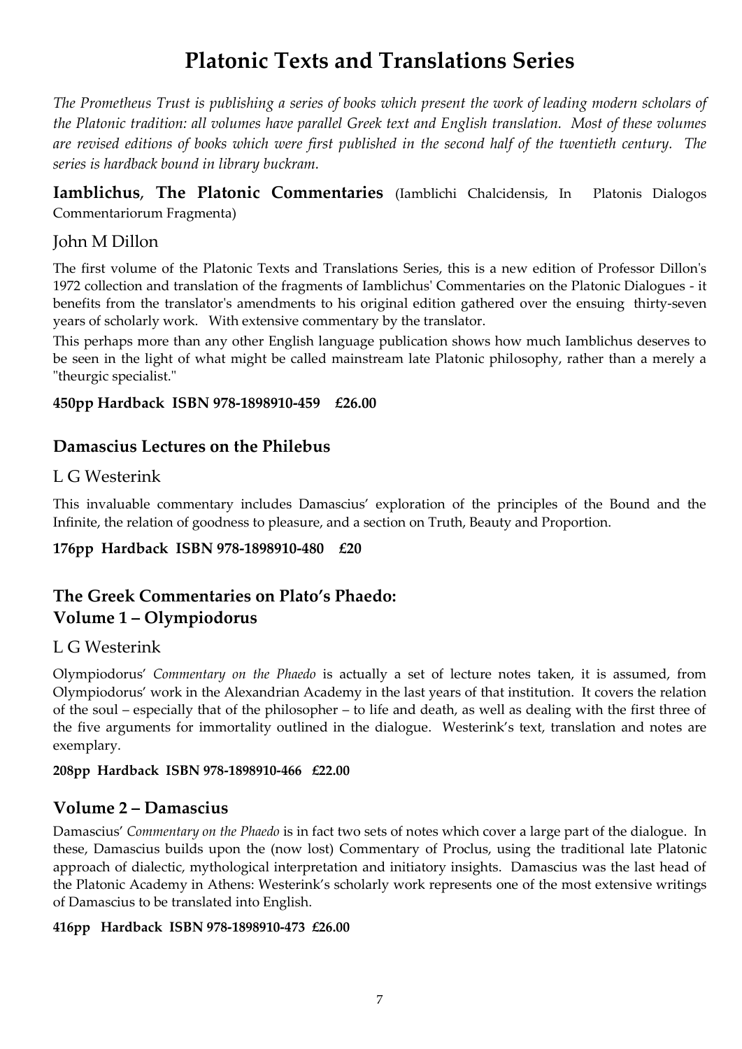# Platonic Texts and Translations Series

*The Prometheus Trust is publishing a series of books which present the work of leading modern scholars of the Platonic tradition: all volumes have parallel Greek text and English translation. Most of these volumes are revised editions of books which were first published in the second half of the twentieth century. The series is hardback bound in library buckram.*

**Iamblichus**, **The Platonic Commentaries** (Iamblichi Chalcidensis, In Platonis Dialogos Commentariorum Fragmenta)

John M Dillon

The first volume of the Platonic Texts and Translations Series, this is a new edition of Professor Dillon's 1972 collection and translation of the fragments of Iamblichus' Commentaries on the Platonic Dialogues - it benefits from the translator's amendments to his original edition gathered over the ensuing thirty-seven years of scholarly work. With extensive commentary by the translator.

This perhaps more than any other English language publication shows how much Iamblichus deserves to be seen in the light of what might be called mainstream late Platonic philosophy, rather than a merely a "theurgic specialist."

**450pp Hardback ISBN 978-1898910-459 £26.00**

## Damascius Lectures on the Philebus

L G Westerink

This invaluable commentary includes Damascius' exploration of the principles of the Bound and the Infinite, the relation of goodness to pleasure, and a section on Truth, Beauty and Proportion.

**176pp Hardback ISBN 978-1898910-480 £20**

## The Greek Commentaries on Plato's Phaedo: Volume 1 – Olympiodorus

L G Westerink

Olympiodorus' *Commentary on the Phaedo* is actually a set of lecture notes taken, it is assumed, from Olympiodorus' work in the Alexandrian Academy in the last years of that institution. It covers the relation of the soul – especially that of the philosopher – to life and death, as well as dealing with the first three of the five arguments for immortality outlined in the dialogue. Westerink's text, translation and notes are exemplary.

**208pp Hardback ISBN 978-1898910-466 £22.00**

## Volume 2 – Damascius

Damascius' *Commentary on the Phaedo* is in fact two sets of notes which cover a large part of the dialogue. In these, Damascius builds upon the (now lost) Commentary of Proclus, using the traditional late Platonic approach of dialectic, mythological interpretation and initiatory insights. Damascius was the last head of the Platonic Academy in Athens: Westerink's scholarly work represents one of the most extensive writings of Damascius to be translated into English.

**416pp Hardback ISBN 978-1898910-473 £26.00**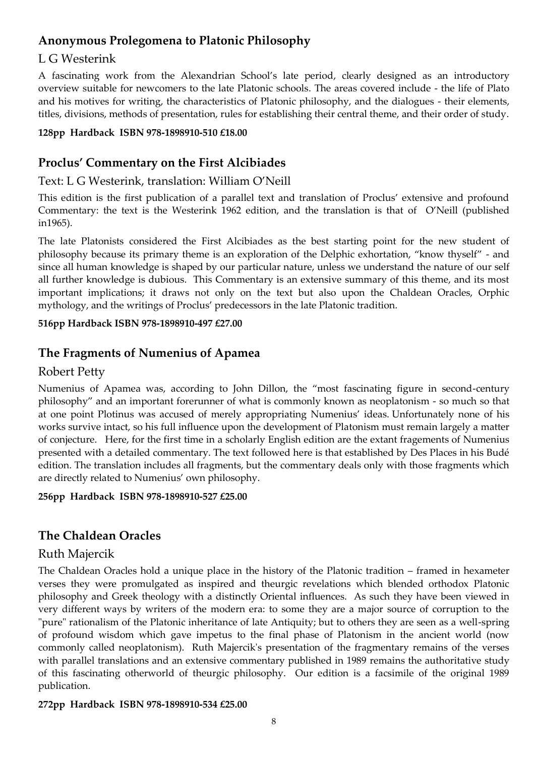## Anonymous Prolegomena to Platonic Philosophy

### L G Westerink

A fascinating work from the Alexandrian School's late period, clearly designed as an introductory overview suitable for newcomers to the late Platonic schools. The areas covered include - the life of Plato and his motives for writing, the characteristics of Platonic philosophy, and the dialogues - their elements, titles, divisions, methods of presentation, rules for establishing their central theme, and their order of study.

**128pp Hardback ISBN 978-1898910-510 £18.00**

## Proclus' Commentary on the First Alcibiades

### Text: L G Westerink, translation: William O'Neill

This edition is the first publication of a parallel text and translation of Proclus' extensive and profound Commentary: the text is the Westerink 1962 edition, and the translation is that of O'Neill (published in1965).

The late Platonists considered the First Alcibiades as the best starting point for the new student of philosophy because its primary theme is an exploration of the Delphic exhortation, "know thyself" - and since all human knowledge is shaped by our particular nature, unless we understand the nature of our self all further knowledge is dubious. This Commentary is an extensive summary of this theme, and its most important implications; it draws not only on the text but also upon the Chaldean Oracles, Orphic mythology, and the writings of Proclus' predecessors in the late Platonic tradition.

**516pp Hardback ISBN 978-1898910-497 £27.00**

## The Fragments of Numenius of Apamea

### Robert Petty

Numenius of Apamea was, according to John Dillon, the "most fascinating figure in second-century philosophy" and an important forerunner of what is commonly known as neoplatonism - so much so that at one point Plotinus was accused of merely appropriating Numenius' ideas. Unfortunately none of his works survive intact, so his full influence upon the development of Platonism must remain largely a matter of conjecture. Here, for the first time in a scholarly English edition are the extant fragements of Numenius presented with a detailed commentary. The text followed here is that established by Des Places in his Budé edition. The translation includes all fragments, but the commentary deals only with those fragments which are directly related to Numenius' own philosophy.

**256pp Hardback ISBN 978-1898910-527 £25.00**

## The Chaldean Oracles

### Ruth Majercik

The Chaldean Oracles hold a unique place in the history of the Platonic tradition – framed in hexameter verses they were promulgated as inspired and theurgic revelations which blended orthodox Platonic philosophy and Greek theology with a distinctly Oriental influences. As such they have been viewed in very different ways by writers of the modern era: to some they are a major source of corruption to the "pure" rationalism of the Platonic inheritance of late Antiquity; but to others they are seen as a well-spring of profound wisdom which gave impetus to the final phase of Platonism in the ancient world (now commonly called neoplatonism). Ruth Majercik's presentation of the fragmentary remains of the verses with parallel translations and an extensive commentary published in 1989 remains the authoritative study of this fascinating otherworld of theurgic philosophy. Our edition is a facsimile of the original 1989 publication.

**272pp Hardback ISBN 978-1898910-534 £25.00**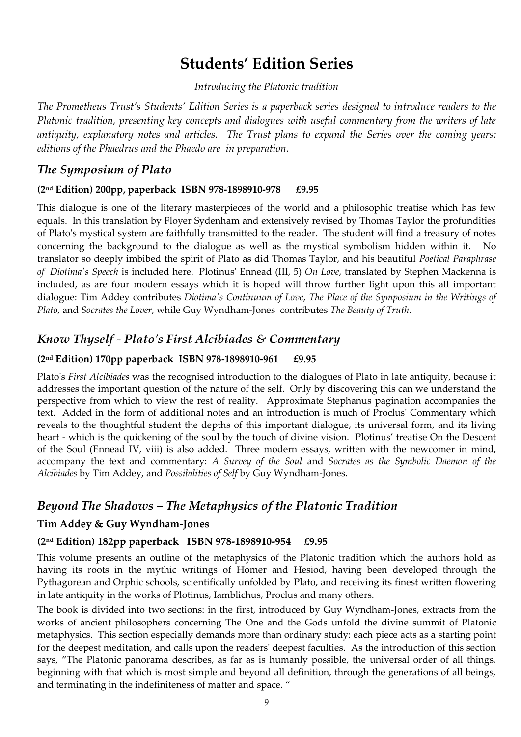# Students' Edition Series

*Introducing the Platonic tradition*

*The Prometheus Trust's Students' Edition Series is a paperback series designed to introduce readers to the Platonic tradition, presenting key concepts and dialogues with useful commentary from the writers of late antiquity, explanatory notes and articles. The Trust plans to expand the Series over the coming years: editions of the Phaedrus and the Phaedo are in preparation.*

## *The Symposium of Plato*

**(2nd Edition) 200pp, paperback ISBN 978-1898910-978 £9.95**

This dialogue is one of the literary masterpieces of the world and a philosophic treatise which has few equals. In this translation by Floyer Sydenham and extensively revised by Thomas Taylor the profundities of Plato's mystical system are faithfully transmitted to the reader. The student will find a treasury of notes concerning the background to the dialogue as well as the mystical symbolism hidden within it. No translator so deeply imbibed the spirit of Plato as did Thomas Taylor, and his beautiful *Poetical Paraphrase of Diotima's Speech* is included here. Plotinus' Ennead (III, 5) *On Love*, translated by Stephen Mackenna is included, as are four modern essays which it is hoped will throw further light upon this all important dialogue: Tim Addey contributes *Diotima's Continuum of Love*, *The Place of the Symposium in the Writings of Plato*, and *Socrates the Lover*, while Guy Wyndham-Jones contributes *The Beauty of Truth*.

## *Know Thyself - Plato's First Alcibiades & Commentary*

**(2nd Edition) 170pp paperback ISBN 978-1898910-961 £9.95**

Plato's *First Alcibiades* was the recognised introduction to the dialogues of Plato in late antiquity, because it addresses the important question of the nature of the self. Only by discovering this can we understand the perspective from which to view the rest of reality. Approximate Stephanus pagination accompanies the text. Added in the form of additional notes and an introduction is much of Proclus' Commentary which reveals to the thoughtful student the depths of this important dialogue, its universal form, and its living heart - which is the quickening of the soul by the touch of divine vision. Plotinus' treatise On the Descent of the Soul (Ennead IV, viii) is also added. Three modern essays, written with the newcomer in mind, accompany the text and commentary: *A Survey of the Soul* and *Socrates as the Symbolic Daemon of the Alcibiades* by Tim Addey, and *Possibilities of Self* by Guy Wyndham-Jones.

## *Beyond The Shadows – The Metaphysics of the Platonic Tradition*

### Tim Addey & Guy Wyndham-Jones

**(2nd Edition) 182pp paperback ISBN 978-1898910-954 £9.95**

This volume presents an outline of the metaphysics of the Platonic tradition which the authors hold as having its roots in the mythic writings of Homer and Hesiod, having been developed through the Pythagorean and Orphic schools, scientifically unfolded by Plato, and receiving its finest written flowering in late antiquity in the works of Plotinus, Iamblichus, Proclus and many others.

The book is divided into two sections: in the first, introduced by Guy Wyndham-Jones, extracts from the works of ancient philosophers concerning The One and the Gods unfold the divine summit of Platonic metaphysics. This section especially demands more than ordinary study: each piece acts as a starting point for the deepest meditation, and calls upon the readers' deepest faculties. As the introduction of this section says, "The Platonic panorama describes, as far as is humanly possible, the universal order of all things, beginning with that which is most simple and beyond all definition, through the generations of all beings, and terminating in the indefiniteness of matter and space. "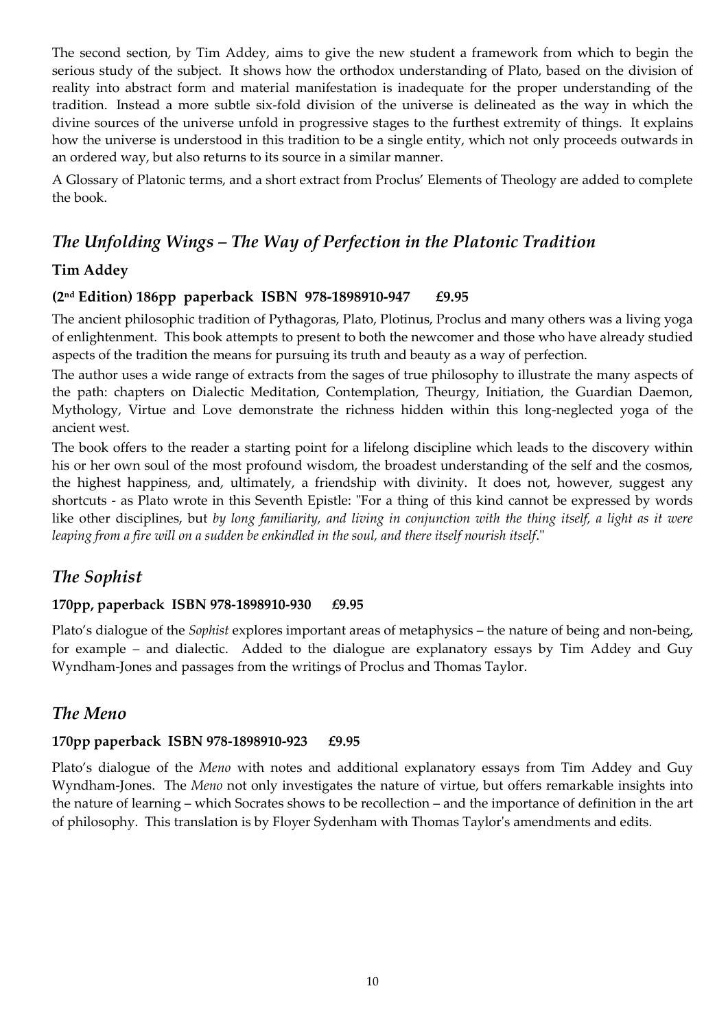The second section, by Tim Addey, aims to give the new student a framework from which to begin the serious study of the subject. It shows how the orthodox understanding of Plato, based on the division of reality into abstract form and material manifestation is inadequate for the proper understanding of the tradition. Instead a more subtle six-fold division of the universe is delineated as the way in which the divine sources of the universe unfold in progressive stages to the furthest extremity of things. It explains how the universe is understood in this tradition to be a single entity, which not only proceeds outwards in an ordered way, but also returns to its source in a similar manner.

A Glossary of Platonic terms, and a short extract from Proclus' Elements of Theology are added to complete the book.

## *The Unfolding Wings – The Way of Perfection in the Platonic Tradition*

### Tim Addey

**(2nd Edition) 186pp paperback ISBN 978-1898910-947 £9.95**

The ancient philosophic tradition of Pythagoras, Plato, Plotinus, Proclus and many others was a living yoga of enlightenment. This book attempts to present to both the newcomer and those who have already studied aspects of the tradition the means for pursuing its truth and beauty as a way of perfection.

The author uses a wide range of extracts from the sages of true philosophy to illustrate the many aspects of the path: chapters on Dialectic Meditation, Contemplation, Theurgy, Initiation, the Guardian Daemon, Mythology, Virtue and Love demonstrate the richness hidden within this long-neglected yoga of the ancient west.

The book offers to the reader a starting point for a lifelong discipline which leads to the discovery within his or her own soul of the most profound wisdom, the broadest understanding of the self and the cosmos, the highest happiness, and, ultimately, a friendship with divinity. It does not, however, suggest any shortcuts - as Plato wrote in this Seventh Epistle: "For a thing of this kind cannot be expressed by words like other disciplines, but *by long familiarity, and living in conjunction with the thing itself, a light as it were leaping from a fire will on a sudden be enkindled in the soul, and there itself nourish itself*."

## *The Sophist*

**170pp, paperback ISBN 978-1898910-930 £9.95**

Plato's dialogue of the *Sophist* explores important areas of metaphysics – the nature of being and non-being, for example – and dialectic. Added to the dialogue are explanatory essays by Tim Addey and Guy Wyndham-Jones and passages from the writings of Proclus and Thomas Taylor.

## *The Meno*

**170pp paperback ISBN 978-1898910-923 £9.95**

Plato's dialogue of the *Meno* with notes and additional explanatory essays from Tim Addey and Guy Wyndham-Jones. The *Meno* not only investigates the nature of virtue, but offers remarkable insights into the nature of learning – which Socrates shows to be recollection – and the importance of definition in the art of philosophy. This translation is by Floyer Sydenham with Thomas Taylor's amendments and edits.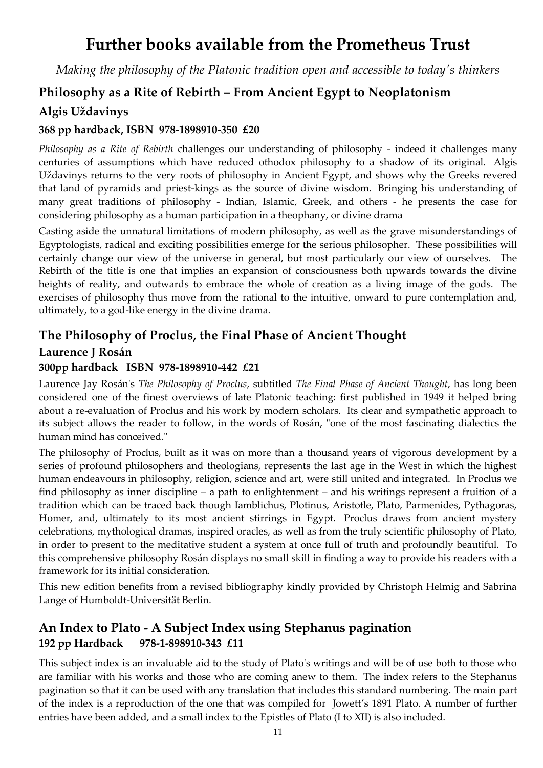# Further books available from the Prometheus Trust

*Making the philosophy of the Platonic tradition open and accessible to today's thinkers*

## Philosophy as a Rite of Rebirth – From Ancient Egypt to Neoplatonism

### Algis Uždavinys

**368 pp hardback, ISBN 978-1898910-350 £20**

*Philosophy as a Rite of Rebirth* challenges our understanding of philosophy - indeed it challenges many centuries of assumptions which have reduced othodox philosophy to a shadow of its original. Algis Uždavinys returns to the very roots of philosophy in Ancient Egypt, and shows why the Greeks revered that land of pyramids and priest-kings as the source of divine wisdom. Bringing his understanding of many great traditions of philosophy - Indian, Islamic, Greek, and others - he presents the case for considering philosophy as a human participation in a theophany, or divine drama

Casting aside the unnatural limitations of modern philosophy, as well as the grave misunderstandings of Egyptologists, radical and exciting possibilities emerge for the serious philosopher. These possibilities will certainly change our view of the universe in general, but most particularly our view of ourselves. The Rebirth of the title is one that implies an expansion of consciousness both upwards towards the divine heights of reality, and outwards to embrace the whole of creation as a living image of the gods. The exercises of philosophy thus move from the rational to the intuitive, onward to pure contemplation and, ultimately, to a god-like energy in the divine drama.

## The Philosophy of Proclus, the Final Phase of Ancient Thought

### Laurence J Rosán

**300pp hardback ISBN 978-1898910-442 £21**

Laurence Jay Rosán's *The Philosophy of Proclus*, subtitled *The Final Phase of Ancient Thought*, has long been considered one of the finest overviews of late Platonic teaching: first published in 1949 it helped bring about a re-evaluation of Proclus and his work by modern scholars. Its clear and sympathetic approach to its subject allows the reader to follow, in the words of Rosán, "one of the most fascinating dialectics the human mind has conceived."

The philosophy of Proclus, built as it was on more than a thousand years of vigorous development by a series of profound philosophers and theologians, represents the last age in the West in which the highest human endeavours in philosophy, religion, science and art, were still united and integrated. In Proclus we find philosophy as inner discipline – a path to enlightenment – and his writings represent a fruition of a tradition which can be traced back though Iamblichus, Plotinus, Aristotle, Plato, Parmenides, Pythagoras, Homer, and, ultimately to its most ancient stirrings in Egypt. Proclus draws from ancient mystery celebrations, mythological dramas, inspired oracles, as well as from the truly scientific philosophy of Plato, in order to present to the meditative student a system at once full of truth and profoundly beautiful. To this comprehensive philosophy Rosán displays no small skill in finding a way to provide his readers with a framework for its initial consideration.

This new edition benefits from a revised bibliography kindly provided by Christoph Helmig and Sabrina Lange of Humboldt-Universität Berlin.

## An Index to Plato - A Subject Index using Stephanus pagination

**192 pp Hardback 978-1-898910-343 £11**

This subject index is an invaluable aid to the study of Plato's writings and will be of use both to those who are familiar with his works and those who are coming anew to them. The index refers to the Stephanus pagination so that it can be used with any translation that includes this standard numbering. The main part of the index is a reproduction of the one that was compiled for Jowett's 1891 Plato. A number of further entries have been added, and a small index to the Epistles of Plato (I to XII) is also included.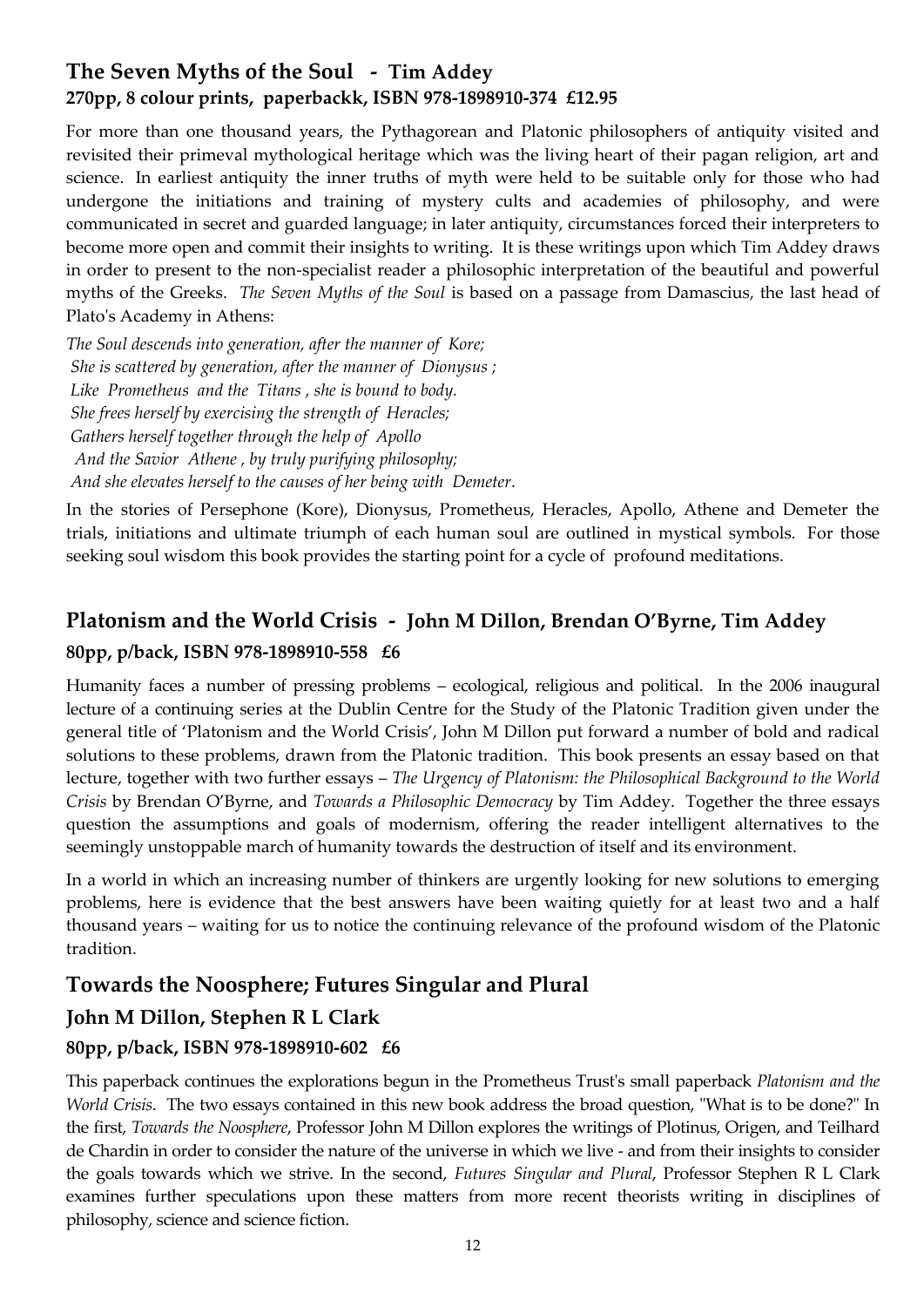## The Seven Myths of the Soul - Tim Addey

**270pp, 8 colour prints, paperbackk, ISBN 978-1898910-374 £12.95**

For more than one thousand years, the Pythagorean and Platonic philosophers of antiquity visited and revisited their primeval mythological heritage which was the living heart of their pagan religion, art and science. In earliest antiquity the inner truths of myth were held to be suitable only for those who had undergone the initiations and training of mystery cults and academies of philosophy, and were communicated in secret and guarded language; in later antiquity, circumstances forced their interpreters to become more open and commit their insights to writing. It is these writings upon which Tim Addey draws in order to present to the non-specialist reader a philosophic interpretation of the beautiful and powerful myths of the Greeks. *The Seven Myths of the Soul* is based on a passage from Damascius, the last head of Plato's Academy in Athens:

*The Soul descends into generation, after the manner of Kore;*
*She is scattered by generation, after the manner of Dionysus ;*
*Like Prometheus and the Titans , she is bound to body.*
*She frees herself by exercising the strength of Heracles;*
*Gathers herself together through the help of Apollo*
*And the Savior Athene , by truly purifying philosophy;*
*And she elevates herself to the causes of her being with Demeter*.

In the stories of Persephone (Kore), Dionysus, Prometheus, Heracles, Apollo, Athene and Demeter the trials, initiations and ultimate triumph of each human soul are outlined in mystical symbols. For those seeking soul wisdom this book provides the starting point for a cycle of profound meditations.

## Platonism and the World Crisis - John M Dillon, Brendan O'Byrne, Tim Addey

**80pp, p/back, ISBN 978-1898910-558 £6**

Humanity faces a number of pressing problems – ecological, religious and political. In the 2006 inaugural lecture of a continuing series at the Dublin Centre for the Study of the Platonic Tradition given under the general title of 'Platonism and the World Crisis', John M Dillon put forward a number of bold and radical solutions to these problems, drawn from the Platonic tradition. This book presents an essay based on that lecture, together with two further essays – *The Urgency of Platonism: the Philosophical Background to the World Crisis* by Brendan O'Byrne, and *Towards a Philosophic Democracy* by Tim Addey. Together the three essays question the assumptions and goals of modernism, offering the reader intelligent alternatives to the seemingly unstoppable march of humanity towards the destruction of itself and its environment.

In a world in which an increasing number of thinkers are urgently looking for new solutions to emerging problems, here is evidence that the best answers have been waiting quietly for at least two and a half thousand years – waiting for us to notice the continuing relevance of the profound wisdom of the Platonic tradition.

## Towards the Noosphere; Futures Singular and Plural

### John M Dillon, Stephen R L Clark

**80pp, p/back, ISBN 978-1898910-602 £6**

This paperback continues the explorations begun in the Prometheus Trust's small paperback *Platonism and the World Crisis*. The two essays contained in this new book address the broad question, "What is to be done?" In the first, *Towards the Noosphere*, Professor John M Dillon explores the writings of Plotinus, Origen, and Teilhard de Chardin in order to consider the nature of the universe in which we live - and from their insights to consider the goals towards which we strive. In the second, *Futures Singular and Plural*, Professor Stephen R L Clark examines further speculations upon these matters from more recent theorists writing in disciplines of philosophy, science and science fiction.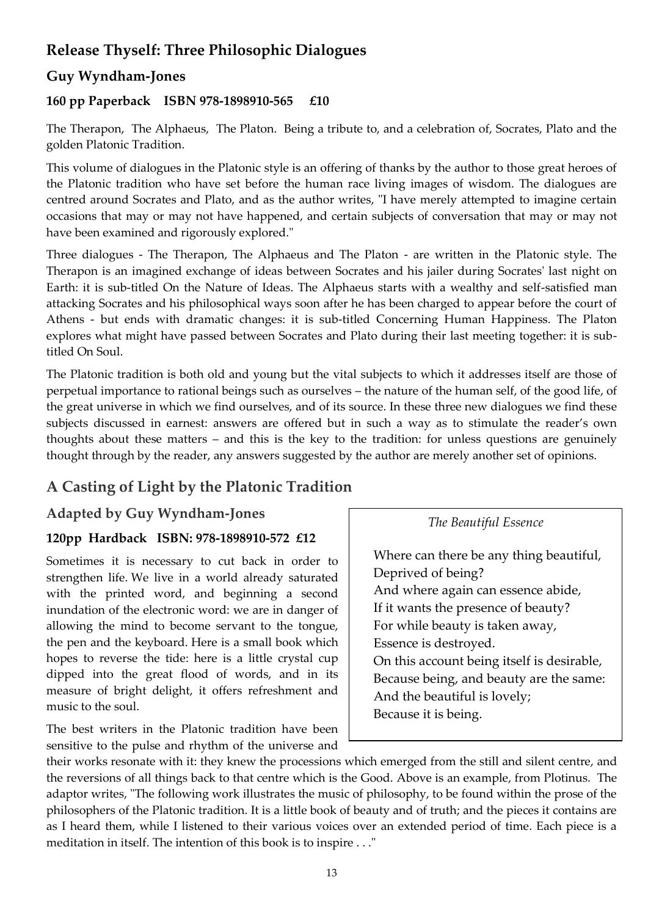## Release Thyself: Three Philosophic Dialogues

### Guy Wyndham-Jones

#### 160 pp Paperback ISBN 978-1898910-565 £10

The Therapon, The Alphaeus, The Platon. Being a tribute to, and a celebration of, Socrates, Plato and the golden Platonic Tradition.

This volume of dialogues in the Platonic style is an offering of thanks by the author to those great heroes of the Platonic tradition who have set before the human race living images of wisdom. The dialogues are centred around Socrates and Plato, and as the author writes, "I have merely attempted to imagine certain occasions that may or may not have happened, and certain subjects of conversation that may or may not have been examined and rigorously explored."

Three dialogues - The Therapon, The Alphaeus and The Platon - are written in the Platonic style. The Therapon is an imagined exchange of ideas between Socrates and his jailer during Socrates' last night on Earth: it is sub-titled On the Nature of Ideas. The Alphaeus starts with a wealthy and self-satisfied man attacking Socrates and his philosophical ways soon after he has been charged to appear before the court of Athens - but ends with dramatic changes: it is sub-titled Concerning Human Happiness. The Platon explores what might have passed between Socrates and Plato during their last meeting together: it is sub-titled On Soul.

The Platonic tradition is both old and young but the vital subjects to which it addresses itself are those of perpetual importance to rational beings such as ourselves – the nature of the human self, of the good life, of the great universe in which we find ourselves, and of its source. In these three new dialogues we find these subjects discussed in earnest: answers are offered but in such a way as to stimulate the reader's own thoughts about these matters – and this is the key to the tradition: for unless questions are genuinely thought through by the reader, any answers suggested by the author are merely another set of opinions.

## A Casting of Light by the Platonic Tradition

### Adapted by Guy Wyndham-Jones

#### 120pp Hardback ISBN: 978-1898910-572 £12

Sometimes it is necessary to cut back in order to strengthen life. We live in a world already saturated with the printed word, and beginning a second inundation of the electronic word: we are in danger of allowing the mind to become servant to the tongue, the pen and the keyboard. Here is a small book which hopes to reverse the tide: here is a little crystal cup dipped into the great flood of words, and in its measure of bright delight, it offers refreshment and music to the soul.

*The Beautiful Essence*

Where can there be any thing beautiful,
Deprived of being?
And where again can essence abide,
If it wants the presence of beauty?
For while beauty is taken away,
Essence is destroyed.
On this account being itself is desirable,
Because being, and beauty are the same:
And the beautiful is lovely;
Because it is being.

The best writers in the Platonic tradition have been sensitive to the pulse and rhythm of the universe and their works resonate with it: they knew the processions which emerged from the still and silent centre, and the reversions of all things back to that centre which is the Good. Above is an example, from Plotinus. The adaptor writes, "The following work illustrates the music of philosophy, to be found within the prose of the philosophers of the Platonic tradition. It is a little book of beauty and of truth; and the pieces it contains are as I heard them, while I listened to their various voices over an extended period of time. Each piece is a meditation in itself. The intention of this book is to inspire . . ."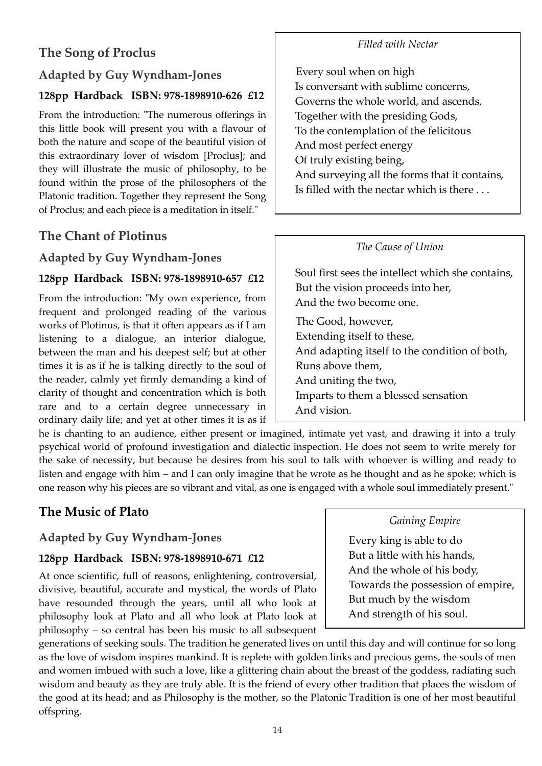## The Song of Proclus

### Adapted by Guy Wyndham-Jones

**128pp Hardback ISBN: 978-1898910-626 £12**

From the introduction: "The numerous offerings in this little book will present you with a flavour of both the nature and scope of the beautiful vision of this extraordinary lover of wisdom [Proclus]; and they will illustrate the music of philosophy, to be found within the prose of the philosophers of the Platonic tradition. Together they represent the Song of Proclus; and each piece is a meditation in itself."

*Filled with Nectar*

Every soul when on high
Is conversant with sublime concerns,
Governs the whole world, and ascends,
Together with the presiding Gods,
To the contemplation of the felicitous
And most perfect energy
Of truly existing being,
And surveying all the forms that it contains,
Is filled with the nectar which is there . . .

## The Chant of Plotinus

### Adapted by Guy Wyndham-Jones

**128pp Hardback ISBN: 978-1898910-657 £12**

From the introduction: "My own experience, from frequent and prolonged reading of the various works of Plotinus, is that it often appears as if I am listening to a dialogue, an interior dialogue, between the man and his deepest self; but at other times it is as if he is talking directly to the soul of the reader, calmly yet firmly demanding a kind of clarity of thought and concentration which is both rare and to a certain degree unnecessary in ordinary daily life; and yet at other times it is as if he is chanting to an audience, either present or imagined, intimate yet vast, and drawing it into a truly psychical world of profound investigation and dialectic inspection. He does not seem to write merely for the sake of necessity, but because he desires from his soul to talk with whoever is willing and ready to listen and engage with him – and I can only imagine that he wrote as he thought and as he spoke: which is one reason why his pieces are so vibrant and vital, as one is engaged with a whole soul immediately present."

*The Cause of Union*

Soul first sees the intellect which she contains,
But the vision proceeds into her,
And the two become one.

The Good, however,
Extending itself to these,
And adapting itself to the condition of both,
Runs above them,
And uniting the two,
Imparts to them a blessed sensation
And vision.

## The Music of Plato

### Adapted by Guy Wyndham-Jones

**128pp Hardback ISBN: 978-1898910-671 £12**

At once scientific, full of reasons, enlightening, controversial, divisive, beautiful, accurate and mystical, the words of Plato have resounded through the years, until all who look at philosophy look at Plato and all who look at Plato look at philosophy – so central has been his music to all subsequent generations of seeking souls. The tradition he generated lives on until this day and will continue for so long as the love of wisdom inspires mankind. It is replete with golden links and precious gems, the souls of men and women imbued with such a love, like a glittering chain about the breast of the goddess, radiating such wisdom and beauty as they are truly able. It is the friend of every other tradition that places the wisdom of the good at its head; and as Philosophy is the mother, so the Platonic Tradition is one of her most beautiful offspring.

*Gaining Empire*

Every king is able to do
But a little with his hands,
And the whole of his body,
Towards the possession of empire,
But much by the wisdom
And strength of his soul.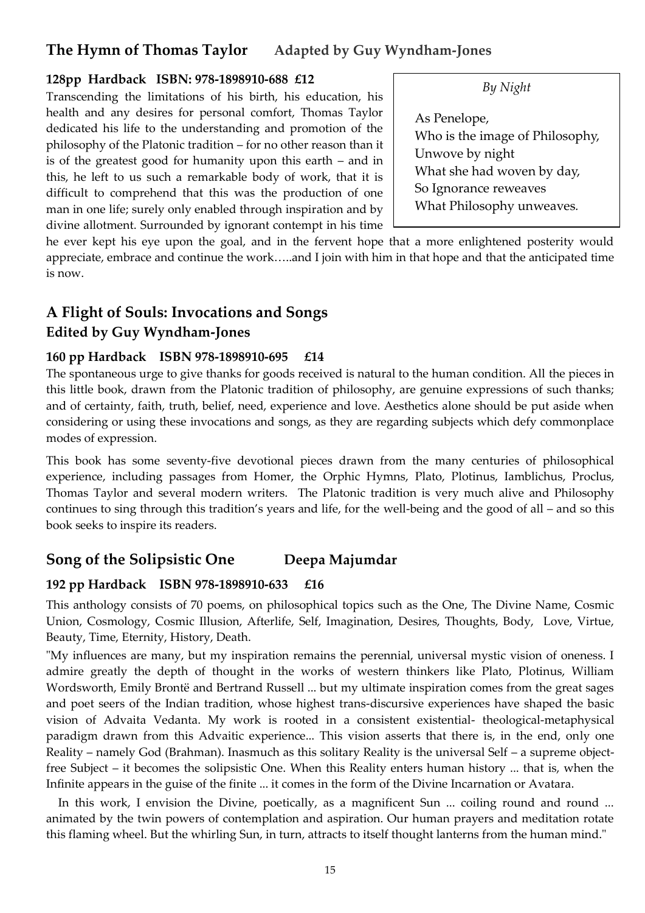## The Hymn of Thomas Taylor    Adapted by Guy Wyndham-Jones

**128pp Hardback ISBN: 978-1898910-688 £12**

Transcending the limitations of his birth, his education, his health and any desires for personal comfort, Thomas Taylor dedicated his life to the understanding and promotion of the philosophy of the Platonic tradition – for no other reason than it is of the greatest good for humanity upon this earth – and in this, he left to us such a remarkable body of work, that it is difficult to comprehend that this was the production of one man in one life; surely only enabled through inspiration and by divine allotment. Surrounded by ignorant contempt in his time he ever kept his eye upon the goal, and in the fervent hope that a more enlightened posterity would appreciate, embrace and continue the work…..and I join with him in that hope and that the anticipated time is now.

> *By Night*
>
> As Penelope,
> Who is the image of Philosophy,
> Unwove by night
> What she had woven by day,
> So Ignorance reweaves
> What Philosophy unweaves.

## A Flight of Souls: Invocations and Songs
### Edited by Guy Wyndham-Jones

**160 pp Hardback ISBN 978-1898910-695 £14**

The spontaneous urge to give thanks for goods received is natural to the human condition. All the pieces in this little book, drawn from the Platonic tradition of philosophy, are genuine expressions of such thanks; and of certainty, faith, truth, belief, need, experience and love. Aesthetics alone should be put aside when considering or using these invocations and songs, as they are regarding subjects which defy commonplace modes of expression.

This book has some seventy-five devotional pieces drawn from the many centuries of philosophical experience, including passages from Homer, the Orphic Hymns, Plato, Plotinus, Iamblichus, Proclus, Thomas Taylor and several modern writers. The Platonic tradition is very much alive and Philosophy continues to sing through this tradition's years and life, for the well-being and the good of all – and so this book seeks to inspire its readers.

## Song of the Solipsistic One    Deepa Majumdar

**192 pp Hardback ISBN 978-1898910-633 £16**

This anthology consists of 70 poems, on philosophical topics such as the One, The Divine Name, Cosmic Union, Cosmology, Cosmic Illusion, Afterlife, Self, Imagination, Desires, Thoughts, Body, Love, Virtue, Beauty, Time, Eternity, History, Death.

"My influences are many, but my inspiration remains the perennial, universal mystic vision of oneness. I admire greatly the depth of thought in the works of western thinkers like Plato, Plotinus, William Wordsworth, Emily Brontë and Bertrand Russell ... but my ultimate inspiration comes from the great sages and poet seers of the Indian tradition, whose highest trans-discursive experiences have shaped the basic vision of Advaita Vedanta. My work is rooted in a consistent existential- theological-metaphysical paradigm drawn from this Advaitic experience... This vision asserts that there is, in the end, only one Reality – namely God (Brahman). Inasmuch as this solitary Reality is the universal Self – a supreme object-free Subject – it becomes the solipsistic One. When this Reality enters human history ... that is, when the Infinite appears in the guise of the finite ... it comes in the form of the Divine Incarnation or Avatara.

In this work, I envision the Divine, poetically, as a magnificent Sun ... coiling round and round ... animated by the twin powers of contemplation and aspiration. Our human prayers and meditation rotate this flaming wheel. But the whirling Sun, in turn, attracts to itself thought lanterns from the human mind."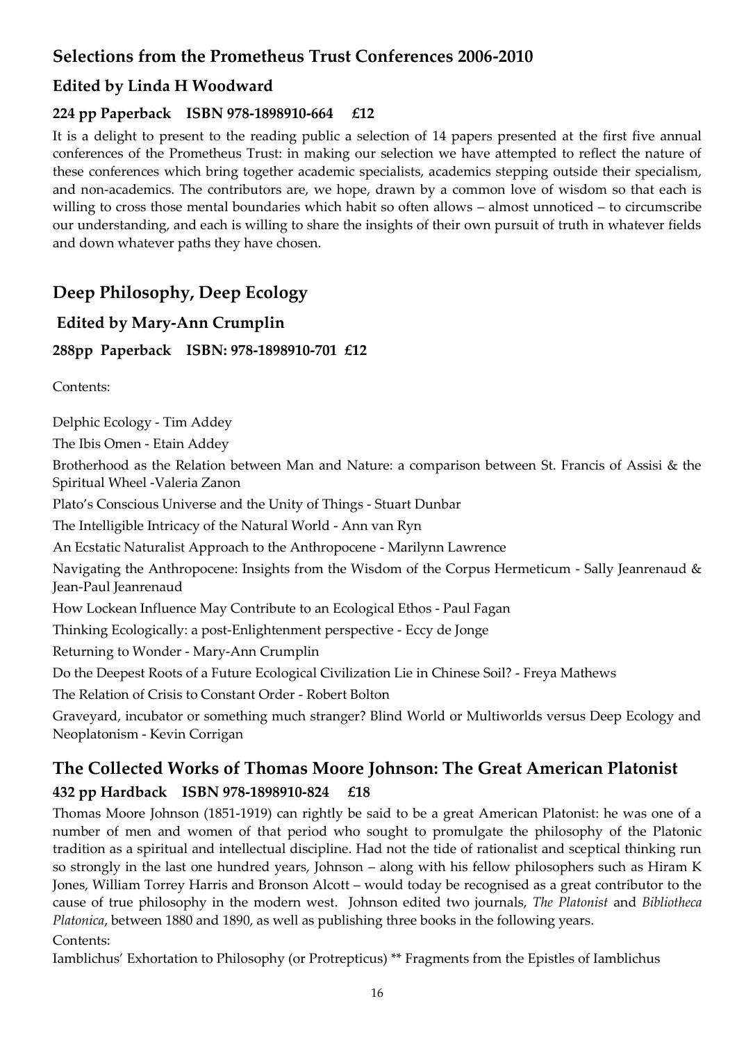## Selections from the Prometheus Trust Conferences 2006-2010

### Edited by Linda H Woodward

**224 pp Paperback ISBN 978-1898910-664 £12**

It is a delight to present to the reading public a selection of 14 papers presented at the first five annual conferences of the Prometheus Trust: in making our selection we have attempted to reflect the nature of these conferences which bring together academic specialists, academics stepping outside their specialism, and non-academics. The contributors are, we hope, drawn by a common love of wisdom so that each is willing to cross those mental boundaries which habit so often allows – almost unnoticed – to circumscribe our understanding, and each is willing to share the insights of their own pursuit of truth in whatever fields and down whatever paths they have chosen.

## Deep Philosophy, Deep Ecology

### Edited by Mary-Ann Crumplin

**288pp Paperback ISBN: 978-1898910-701 £12**

Contents:

Delphic Ecology - Tim Addey

The Ibis Omen - Etain Addey

Brotherhood as the Relation between Man and Nature: a comparison between St. Francis of Assisi & the Spiritual Wheel -Valeria Zanon

Plato's Conscious Universe and the Unity of Things - Stuart Dunbar

The Intelligible Intricacy of the Natural World - Ann van Ryn

An Ecstatic Naturalist Approach to the Anthropocene - Marilynn Lawrence

Navigating the Anthropocene: Insights from the Wisdom of the Corpus Hermeticum - Sally Jeanrenaud & Jean-Paul Jeanrenaud

How Lockean Influence May Contribute to an Ecological Ethos - Paul Fagan

Thinking Ecologically: a post-Enlightenment perspective - Eccy de Jonge

Returning to Wonder - Mary-Ann Crumplin

Do the Deepest Roots of a Future Ecological Civilization Lie in Chinese Soil? - Freya Mathews

The Relation of Crisis to Constant Order - Robert Bolton

Graveyard, incubator or something much stranger? Blind World or Multiworlds versus Deep Ecology and Neoplatonism - Kevin Corrigan

## The Collected Works of Thomas Moore Johnson: The Great American Platonist

**432 pp Hardback ISBN 978-1898910-824 £18**

Thomas Moore Johnson (1851-1919) can rightly be said to be a great American Platonist: he was one of a number of men and women of that period who sought to promulgate the philosophy of the Platonic tradition as a spiritual and intellectual discipline. Had not the tide of rationalist and sceptical thinking run so strongly in the last one hundred years, Johnson – along with his fellow philosophers such as Hiram K Jones, William Torrey Harris and Bronson Alcott – would today be recognised as a great contributor to the cause of true philosophy in the modern west. Johnson edited two journals, *The Platonist* and *Bibliotheca Platonica*, between 1880 and 1890, as well as publishing three books in the following years.

Contents:

Iamblichus' Exhortation to Philosophy (or Protrepticus) ** Fragments from the Epistles of Iamblichus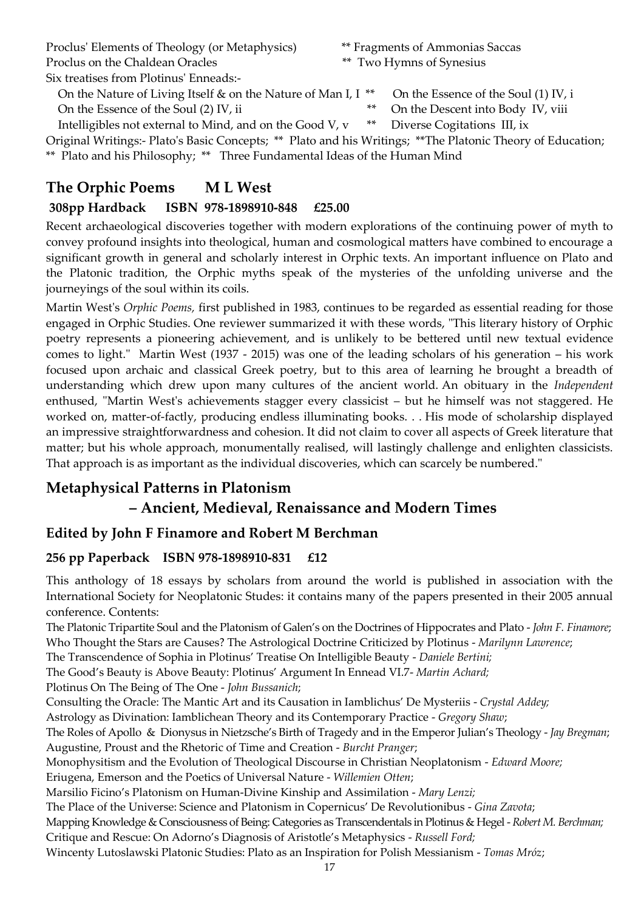Proclus' Elements of Theology (or Metaphysics) ** Fragments of Ammonias Saccas
Proclus on the Chaldean Oracles ** Two Hymns of Synesius
Six treatises from Plotinus' Enneads:-
On the Nature of Living Itself & on the Nature of Man I, I ** On the Essence of the Soul (1) IV, i
On the Essence of the Soul (2) IV, ii ** On the Descent into Body IV, viii
Intelligibles not external to Mind, and on the Good V, v ** Diverse Cogitations III, ix
Original Writings:- Plato's Basic Concepts; ** Plato and his Writings; **The Platonic Theory of Education; ** Plato and his Philosophy; ** Three Fundamental Ideas of the Human Mind

## The Orphic Poems M L West

### 308pp Hardback ISBN 978-1898910-848 £25.00

Recent archaeological discoveries together with modern explorations of the continuing power of myth to convey profound insights into theological, human and cosmological matters have combined to encourage a significant growth in general and scholarly interest in Orphic texts. An important influence on Plato and the Platonic tradition, the Orphic myths speak of the mysteries of the unfolding universe and the journeyings of the soul within its coils.

Martin West's *Orphic Poems,* first published in 1983, continues to be regarded as essential reading for those engaged in Orphic Studies. One reviewer summarized it with these words, "This literary history of Orphic poetry represents a pioneering achievement, and is unlikely to be bettered until new textual evidence comes to light." Martin West (1937 - 2015) was one of the leading scholars of his generation – his work focused upon archaic and classical Greek poetry, but to this area of learning he brought a breadth of understanding which drew upon many cultures of the ancient world. An obituary in the *Independent* enthused, "Martin West's achievements stagger every classicist – but he himself was not staggered. He worked on, matter-of-factly, producing endless illuminating books. . . His mode of scholarship displayed an impressive straightforwardness and cohesion. It did not claim to cover all aspects of Greek literature that matter; but his whole approach, monumentally realised, will lastingly challenge and enlighten classicists. That approach is as important as the individual discoveries, which can scarcely be numbered."

## Metaphysical Patterns in Platonism – Ancient, Medieval, Renaissance and Modern Times

### Edited by John F Finamore and Robert M Berchman

### 256 pp Paperback ISBN 978-1898910-831 £12

This anthology of 18 essays by scholars from around the world is published in association with the International Society for Neoplatonic Studes: it contains many of the papers presented in their 2005 annual conference. Contents:

The Platonic Tripartite Soul and the Platonism of Galen's on the Doctrines of Hippocrates and Plato - *John F. Finamore*;
Who Thought the Stars are Causes? The Astrological Doctrine Criticized by Plotinus - *Marilynn Lawrence*;
The Transcendence of Sophia in Plotinus' Treatise On Intelligible Beauty - *Daniele Bertini;*
The Good's Beauty is Above Beauty: Plotinus' Argument In Ennead VI.7- *Martin Achard;*
Plotinus On The Being of The One - *John Bussanich*;
Consulting the Oracle: The Mantic Art and its Causation in Iamblichus' De Mysteriis - *Crystal Addey;*
Astrology as Divination: Iamblichean Theory and its Contemporary Practice - *Gregory Shaw*;
The Roles of Apollo & Dionysus in Nietzsche's Birth of Tragedy and in the Emperor Julian's Theology - *Jay Bregman*;
Augustine, Proust and the Rhetoric of Time and Creation - *Burcht Pranger*;
Monophysitism and the Evolution of Theological Discourse in Christian Neoplatonism - *Edward Moore;*
Eriugena, Emerson and the Poetics of Universal Nature - *Willemien Otten*;
Marsilio Ficino's Platonism on Human-Divine Kinship and Assimilation - *Mary Lenzi;*
The Place of the Universe: Science and Platonism in Copernicus' De Revolutionibus - *Gina Zavota*;
Mapping Knowledge & Consciousness of Being: Categories as Transcendentals in Plotinus & Hegel - *Robert M. Berchman;*
Critique and Rescue: On Adorno's Diagnosis of Aristotle's Metaphysics - *Russell Ford;*
Wincenty Lutoslawski Platonic Studies: Plato as an Inspiration for Polish Messianism - *Tomas Mróz*;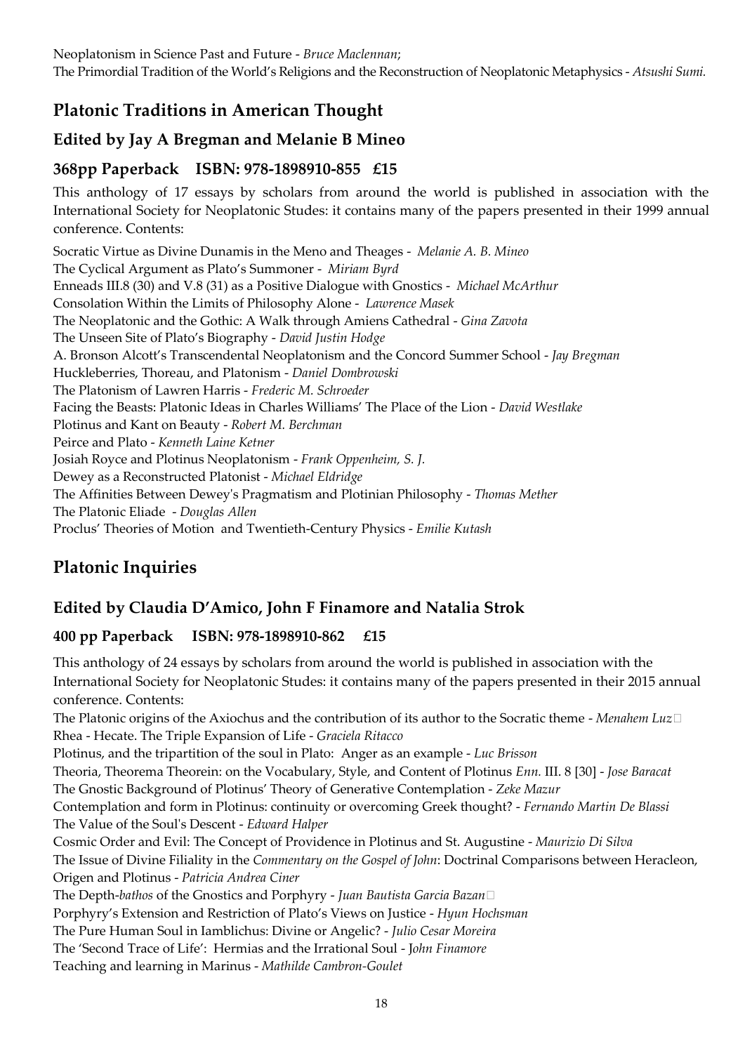Neoplatonism in Science Past and Future - *Bruce Maclennan*;
The Primordial Tradition of the World's Religions and the Reconstruction of Neoplatonic Metaphysics - *Atsushi Sumi.*

## Platonic Traditions in American Thought

### Edited by Jay A Bregman and Melanie B Mineo

### 368pp Paperback ISBN: 978-1898910-855 £15

This anthology of 17 essays by scholars from around the world is published in association with the International Society for Neoplatonic Studes: it contains many of the papers presented in their 1999 annual conference. Contents:

Socratic Virtue as Divine Dunamis in the Meno and Theages - *Melanie A. B. Mineo*
The Cyclical Argument as Plato's Summoner - *Miriam Byrd*
Enneads III.8 (30) and V.8 (31) as a Positive Dialogue with Gnostics - *Michael McArthur*
Consolation Within the Limits of Philosophy Alone - *Lawrence Masek*
The Neoplatonic and the Gothic: A Walk through Amiens Cathedral - *Gina Zavota*
The Unseen Site of Plato's Biography - *David Justin Hodge*
A. Bronson Alcott's Transcendental Neoplatonism and the Concord Summer School - *Jay Bregman*
Huckleberries, Thoreau, and Platonism - *Daniel Dombrowski*
The Platonism of Lawren Harris - *Frederic M. Schroeder*
Facing the Beasts: Platonic Ideas in Charles Williams' The Place of the Lion - *David Westlake*
Plotinus and Kant on Beauty - *Robert M. Berchman*
Peirce and Plato - *Kenneth Laine Ketner*
Josiah Royce and Plotinus Neoplatonism - *Frank Oppenheim, S. J.*
Dewey as a Reconstructed Platonist - *Michael Eldridge*
The Affinities Between Dewey's Pragmatism and Plotinian Philosophy - *Thomas Mether*
The Platonic Eliade - *Douglas Allen*
Proclus' Theories of Motion and Twentieth-Century Physics - *Emilie Kutash*

## Platonic Inquiries

### Edited by Claudia D'Amico, John F Finamore and Natalia Strok

### 400 pp Paperback ISBN: 978-1898910-862 £15

This anthology of 24 essays by scholars from around the world is published in association with the International Society for Neoplatonic Studes: it contains many of the papers presented in their 2015 annual conference. Contents:

The Platonic origins of the Axiochus and the contribution of its author to the Socratic theme - *Menahem Luz*
Rhea - Hecate. The Triple Expansion of Life - *Graciela Ritacco*
Plotinus, and the tripartition of the soul in Plato: Anger as an example - *Luc Brisson*
Theoria, Theorema Theorein: on the Vocabulary, Style, and Content of Plotinus *Enn.* III. 8 [30] - *Jose Baracat*
The Gnostic Background of Plotinus' Theory of Generative Contemplation - *Zeke Mazur*
Contemplation and form in Plotinus: continuity or overcoming Greek thought? - *Fernando Martin De Blassi*
The Value of the Soul's Descent - *Edward Halper*
Cosmic Order and Evil: The Concept of Providence in Plotinus and St. Augustine - *Maurizio Di Silva*
The Issue of Divine Filiality in the *Commentary on the Gospel of John*: Doctrinal Comparisons between Heracleon, Origen and Plotinus - *Patricia Andrea Ciner*
The Depth-*bathos* of the Gnostics and Porphyry - *Juan Bautista Garcia Bazan*
Porphyry's Extension and Restriction of Plato's Views on Justice - *Hyun Hochsman*
The Pure Human Soul in Iamblichus: Divine or Angelic? - *Julio Cesar Moreira*
The 'Second Trace of Life': Hermias and the Irrational Soul - *John Finamore*
Teaching and learning in Marinus - *Mathilde Cambron-Goulet*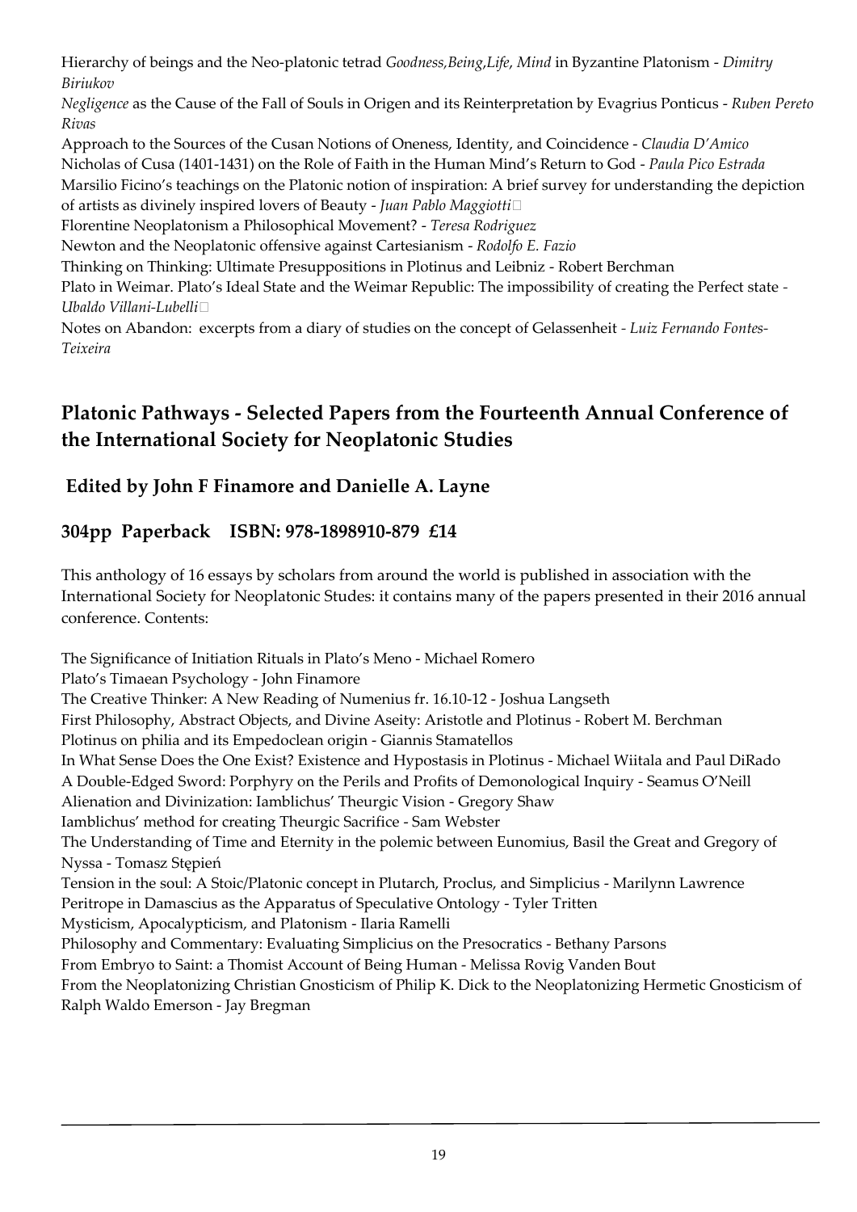Hierarchy of beings and the Neo-platonic tetrad *Goodness,Being,Life, Mind* in Byzantine Platonism - *Dimitry Biriukov*

*Negligence* as the Cause of the Fall of Souls in Origen and its Reinterpretation by Evagrius Ponticus - *Ruben Pereto Rivas*

Approach to the Sources of the Cusan Notions of Oneness, Identity, and Coincidence - *Claudia D'Amico*

Nicholas of Cusa (1401-1431) on the Role of Faith in the Human Mind's Return to God - *Paula Pico Estrada*

Marsilio Ficino's teachings on the Platonic notion of inspiration: A brief survey for understanding the depiction of artists as divinely inspired lovers of Beauty - *Juan Pablo Maggiotti*

Florentine Neoplatonism a Philosophical Movement? - *Teresa Rodriguez*

Newton and the Neoplatonic offensive against Cartesianism - *Rodolfo E. Fazio*

Thinking on Thinking: Ultimate Presuppositions in Plotinus and Leibniz - Robert Berchman

Plato in Weimar. Plato's Ideal State and the Weimar Republic: The impossibility of creating the Perfect state - *Ubaldo Villani-Lubelli*

Notes on Abandon: excerpts from a diary of studies on the concept of Gelassenheit - *Luiz Fernando Fontes-Teixeira*

## Platonic Pathways - Selected Papers from the Fourteenth Annual Conference of the International Society for Neoplatonic Studies

### Edited by John F Finamore and Danielle A. Layne

### 304pp Paperback ISBN: 978-1898910-879 £14

This anthology of 16 essays by scholars from around the world is published in association with the International Society for Neoplatonic Studes: it contains many of the papers presented in their 2016 annual conference. Contents:

The Significance of Initiation Rituals in Plato's Meno - Michael Romero

Plato's Timaean Psychology - John Finamore

The Creative Thinker: A New Reading of Numenius fr. 16.10-12 - Joshua Langseth

First Philosophy, Abstract Objects, and Divine Aseity: Aristotle and Plotinus - Robert M. Berchman

Plotinus on philia and its Empedoclean origin - Giannis Stamatellos

In What Sense Does the One Exist? Existence and Hypostasis in Plotinus - Michael Wiitala and Paul DiRado

A Double-Edged Sword: Porphyry on the Perils and Profits of Demonological Inquiry - Seamus O'Neill

Alienation and Divinization: Iamblichus' Theurgic Vision - Gregory Shaw

Iamblichus' method for creating Theurgic Sacrifice - Sam Webster

The Understanding of Time and Eternity in the polemic between Eunomius, Basil the Great and Gregory of Nyssa - Tomasz Stępień

Tension in the soul: A Stoic/Platonic concept in Plutarch, Proclus, and Simplicius - Marilynn Lawrence

Peritrope in Damascius as the Apparatus of Speculative Ontology - Tyler Tritten

Mysticism, Apocalypticism, and Platonism - Ilaria Ramelli

Philosophy and Commentary: Evaluating Simplicius on the Presocratics - Bethany Parsons

From Embryo to Saint: a Thomist Account of Being Human - Melissa Rovig Vanden Bout

From the Neoplatonizing Christian Gnosticism of Philip K. Dick to the Neoplatonizing Hermetic Gnosticism of Ralph Waldo Emerson - Jay Bregman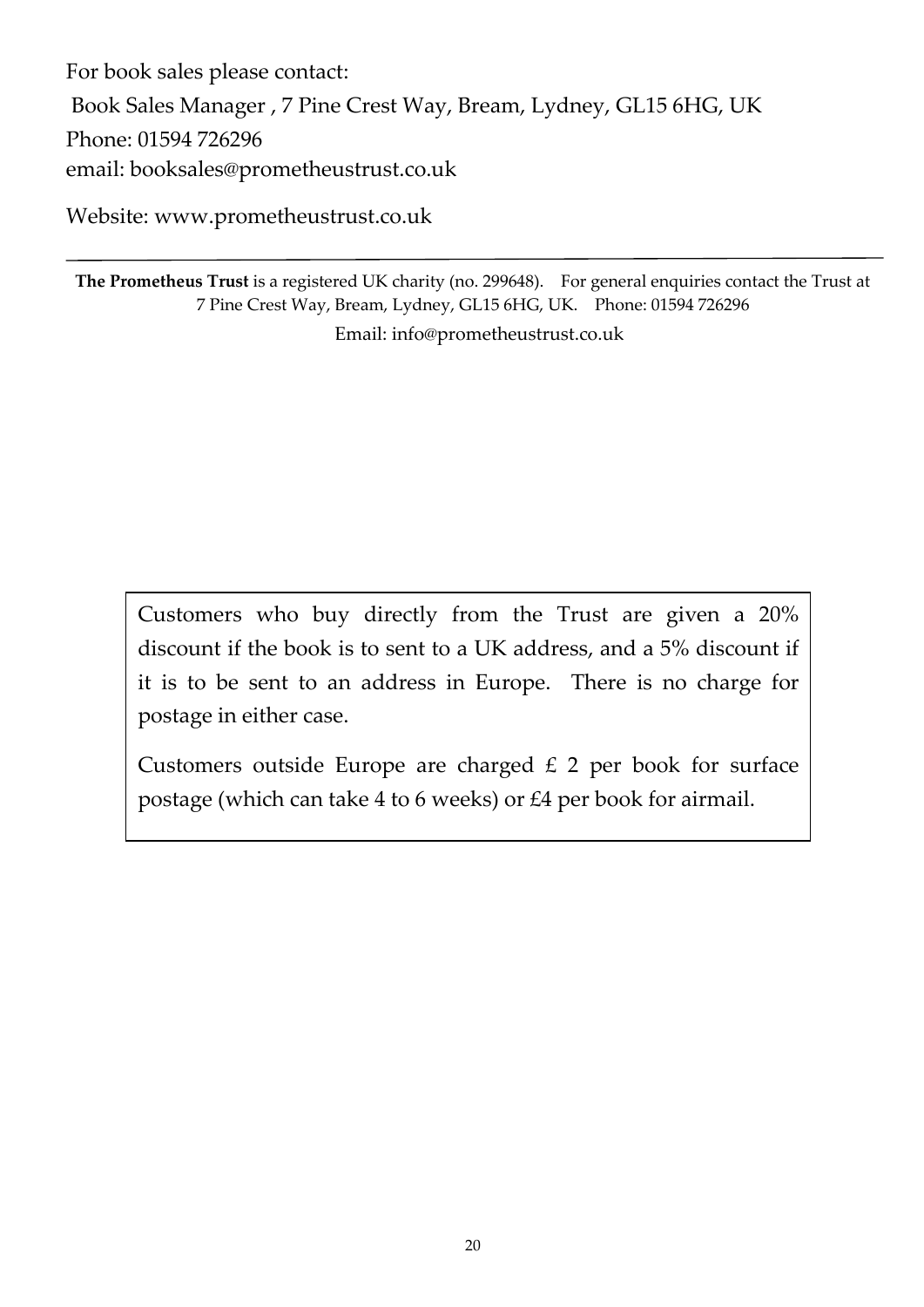For book sales please contact:

Book Sales Manager , 7 Pine Crest Way, Bream, Lydney, GL15 6HG, UK

Phone: 01594 726296

email: booksales@prometheustrust.co.uk

Website: www.prometheustrust.co.uk

---

**The Prometheus Trust** is a registered UK charity (no. 299648). For general enquiries contact the Trust at 7 Pine Crest Way, Bream, Lydney, GL15 6HG, UK. Phone: 01594 726296

Email: info@prometheustrust.co.uk

Customers who buy directly from the Trust are given a 20% discount if the book is to sent to a UK address, and a 5% discount if it is to be sent to an address in Europe. There is no charge for postage in either case.

Customers outside Europe are charged £ 2 per book for surface postage (which can take 4 to 6 weeks) or £4 per book for airmail.